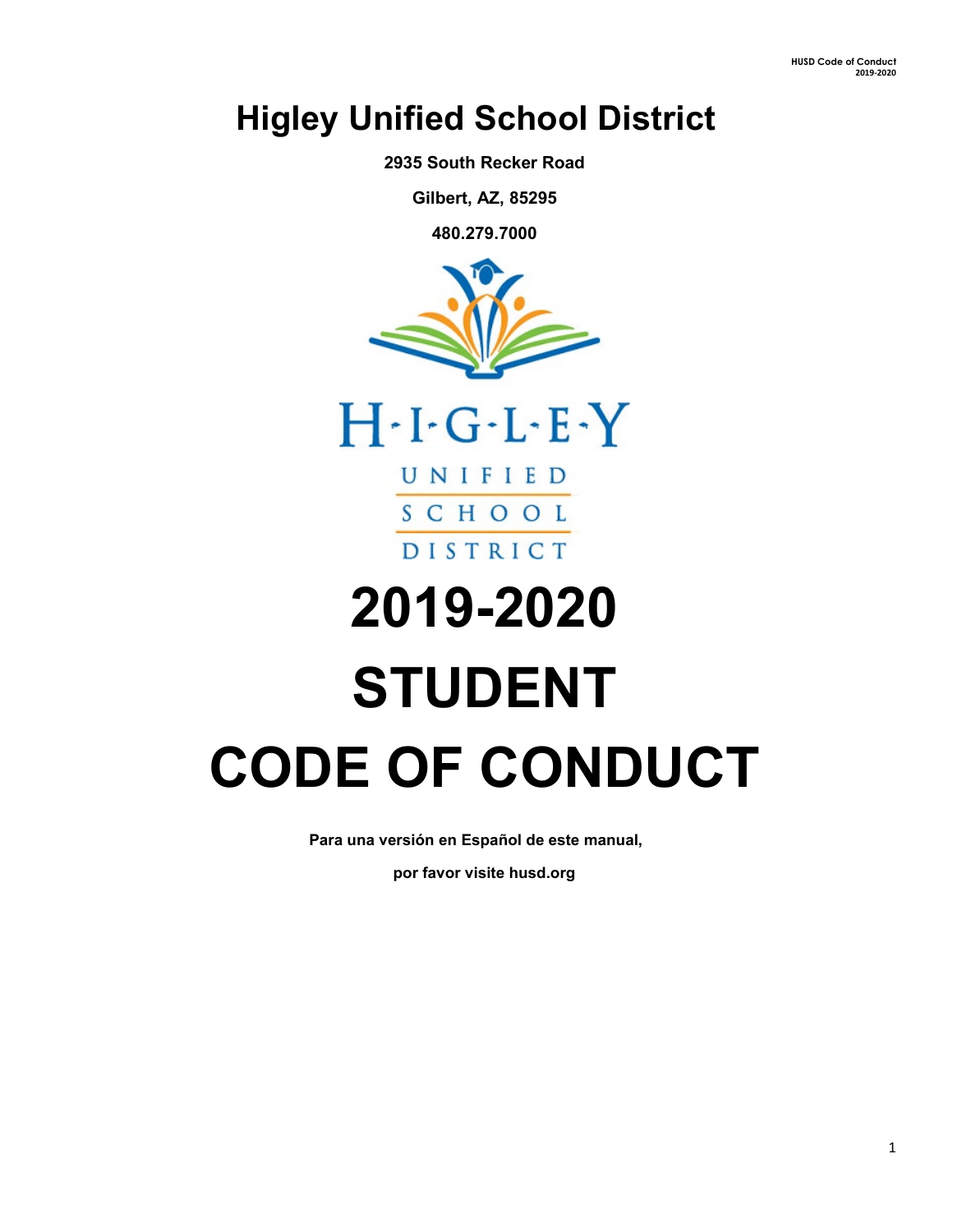# Higley Unified School District

**2935 South Recker Road**

**Gilbert, AZ, 85295**

**480.279.7000**

H·I·G·L·E·Y

UNIFIED

SCHOOL

DISTRICT

# 2019-2020

# STUDENT

# CODE OF CONDUCT

**Para una versión en Español de este manual,**

**por favor visite husd.org**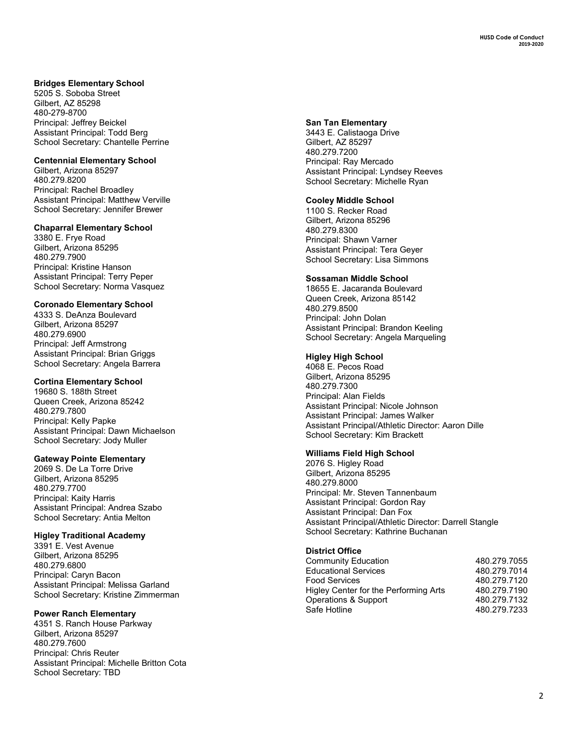**Bridges Elementary School**
5205 S. Soboba Street
Gilbert, AZ 85298
480-279-8700
Principal: Jeffrey Beickel
Assistant Principal: Todd Berg
School Secretary: Chantelle Perrine

**Centennial Elementary School**
Gilbert, Arizona 85297
480.279.8200
Principal: Rachel Broadley
Assistant Principal: Matthew Verville
School Secretary: Jennifer Brewer

**Chaparral Elementary School**
3380 E. Frye Road
Gilbert, Arizona 85295
480.279.7900
Principal: Kristine Hanson
Assistant Principal: Terry Peper
School Secretary: Norma Vasquez

**Coronado Elementary School**
4333 S. DeAnza Boulevard
Gilbert, Arizona 85297
480.279.6900
Principal: Jeff Armstrong
Assistant Principal: Brian Griggs
School Secretary: Angela Barrera

**Cortina Elementary School**
19680 S. 188th Street
Queen Creek, Arizona 85242
480.279.7800
Principal: Kelly Papke
Assistant Principal: Dawn Michaelson
School Secretary: Jody Muller

**Gateway Pointe Elementary**
2069 S. De La Torre Drive
Gilbert, Arizona 85295
480.279.7700
Principal: Kaity Harris
Assistant Principal: Andrea Szabo
School Secretary: Antia Melton

**Higley Traditional Academy**
3391 E. Vest Avenue
Gilbert, Arizona 85295
480.279.6800
Principal: Caryn Bacon
Assistant Principal: Melissa Garland
School Secretary: Kristine Zimmerman

**Power Ranch Elementary**
4351 S. Ranch House Parkway
Gilbert, Arizona 85297
480.279.7600
Principal: Chris Reuter
Assistant Principal: Michelle Britton Cota
School Secretary: TBD

**San Tan Elementary**
3443 E. Calistaoga Drive
Gilbert, AZ 85297
480.279.7200
Principal: Ray Mercado
Assistant Principal: Lyndsey Reeves
School Secretary: Michelle Ryan

**Cooley Middle School**
1100 S. Recker Road
Gilbert, Arizona 85296
480.279.8300
Principal: Shawn Varner
Assistant Principal: Tera Geyer
School Secretary: Lisa Simmons

**Sossaman Middle School**
18655 E. Jacaranda Boulevard
Queen Creek, Arizona 85142
480.279.8500
Principal: John Dolan
Assistant Principal: Brandon Keeling
School Secretary: Angela Marqueling

**Higley High School**
4068 E. Pecos Road
Gilbert, Arizona 85295
480.279.7300
Principal: Alan Fields
Assistant Principal: Nicole Johnson
Assistant Principal: James Walker
Assistant Principal/Athletic Director: Aaron Dille
School Secretary: Kim Brackett

**Williams Field High School**
2076 S. Higley Road
Gilbert, Arizona 85295
480.279.8000
Principal: Mr. Steven Tannenbaum
Assistant Principal: Gordon Ray
Assistant Principal: Dan Fox
Assistant Principal/Athletic Director: Darrell Stangle
School Secretary: Kathrine Buchanan

**District Office**

| | |
|---|---|
| Community Education | 480.279.7055 |
| Educational Services | 480.279.7014 |
| Food Services | 480.279.7120 |
| Higley Center for the Performing Arts | 480.279.7190 |
| Operations & Support | 480.279.7132 |
| Safe Hotline | 480.279.7233 |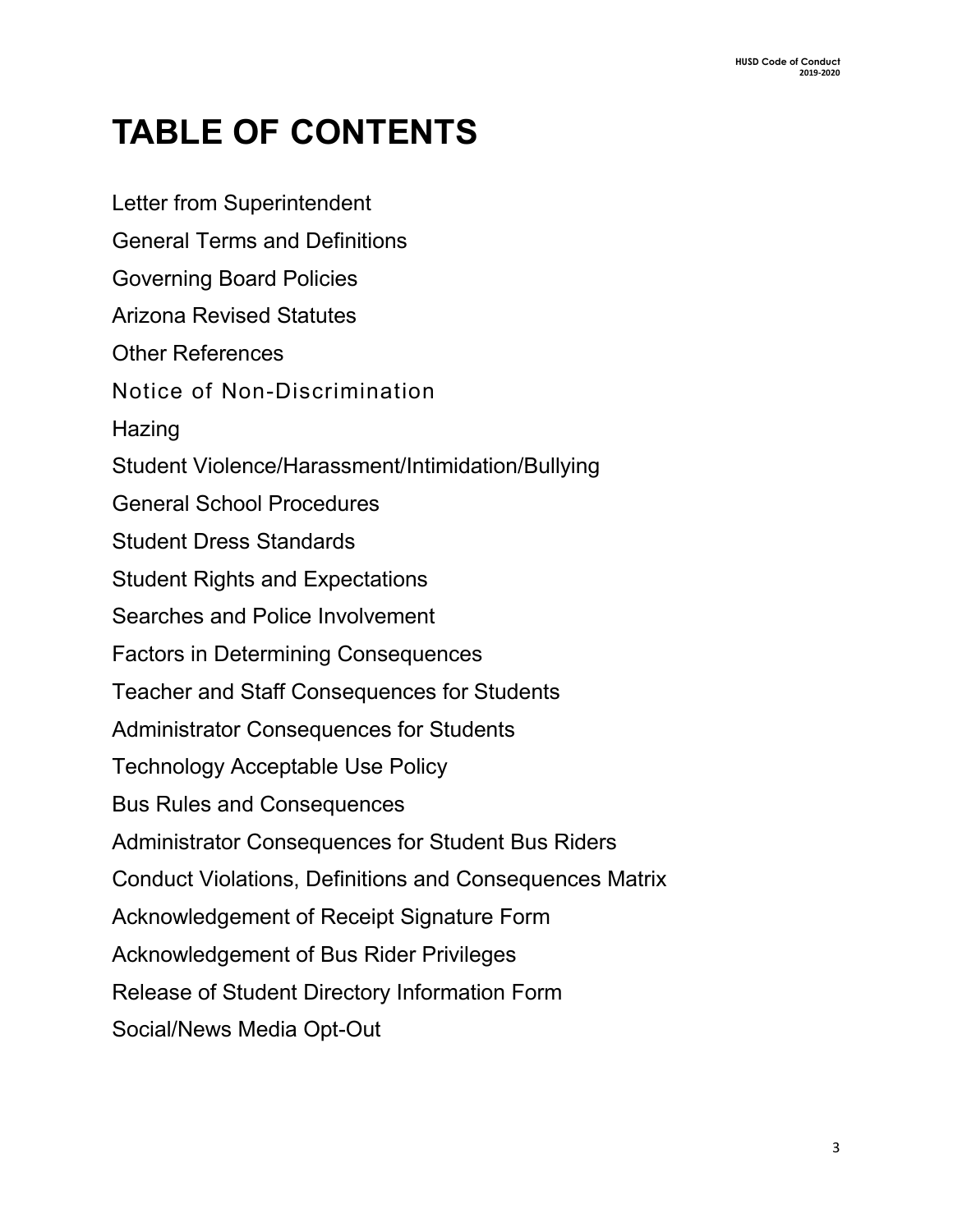# TABLE OF CONTENTS

Letter from Superintendent

General Terms and Definitions

Governing Board Policies

Arizona Revised Statutes

Other References

Notice of Non-Discrimination

Hazing

Student Violence/Harassment/Intimidation/Bullying

General School Procedures

Student Dress Standards

Student Rights and Expectations

Searches and Police Involvement

Factors in Determining Consequences

Teacher and Staff Consequences for Students

Administrator Consequences for Students

Technology Acceptable Use Policy

Bus Rules and Consequences

Administrator Consequences for Student Bus Riders

Conduct Violations, Definitions and Consequences Matrix

Acknowledgement of Receipt Signature Form

Acknowledgement of Bus Rider Privileges

Release of Student Directory Information Form

Social/News Media Opt-Out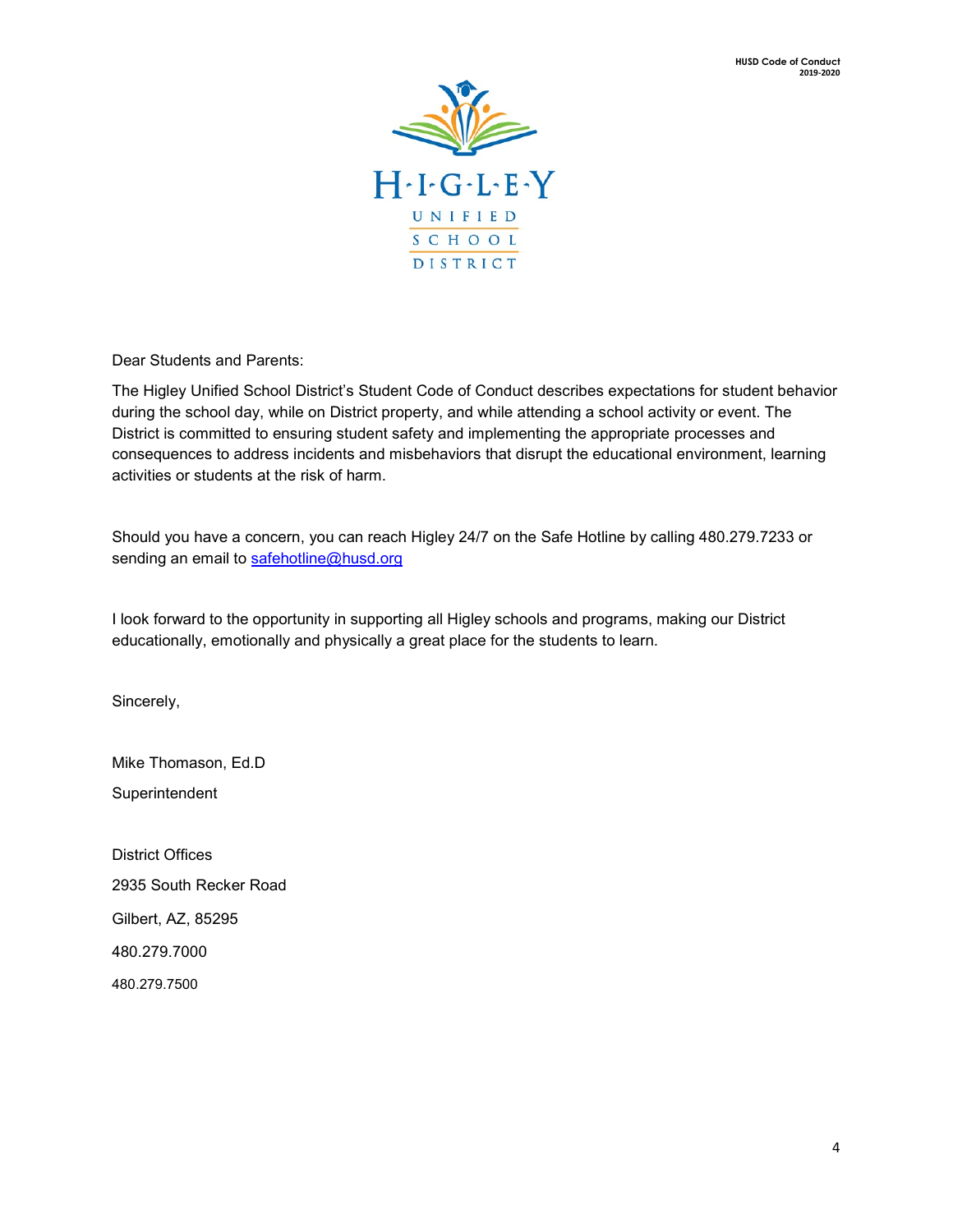Dear Students and Parents:

The Higley Unified School District's Student Code of Conduct describes expectations for student behavior during the school day, while on District property, and while attending a school activity or event. The District is committed to ensuring student safety and implementing the appropriate processes and consequences to address incidents and misbehaviors that disrupt the educational environment, learning activities or students at the risk of harm.

Should you have a concern, you can reach Higley 24/7 on the Safe Hotline by calling 480.279.7233 or sending an email to [safehotline@husd.org](mailto:safehotline@husd.org)

I look forward to the opportunity in supporting all Higley schools and programs, making our District educationally, emotionally and physically a great place for the students to learn.

Sincerely,

Mike Thomason, Ed.D

Superintendent

District Offices

2935 South Recker Road

Gilbert, AZ, 85295

480.279.7000

480.279.7500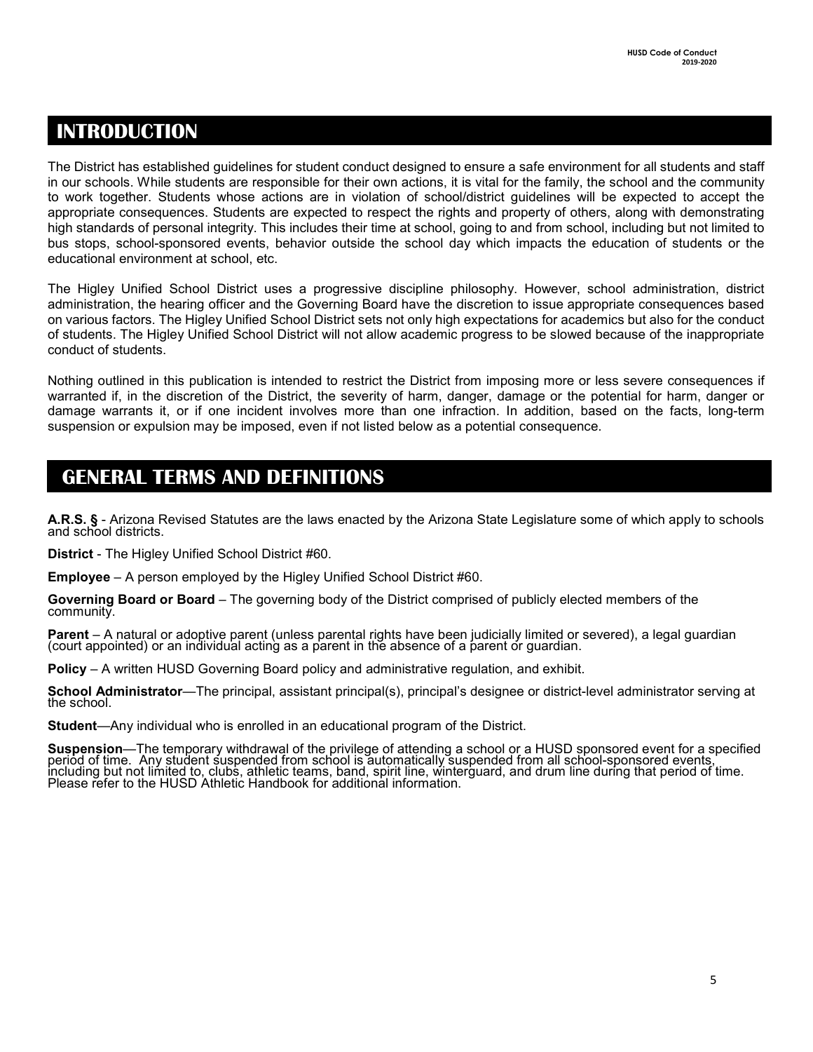# INTRODUCTION

The District has established guidelines for student conduct designed to ensure a safe environment for all students and staff in our schools. While students are responsible for their own actions, it is vital for the family, the school and the community to work together. Students whose actions are in violation of school/district guidelines will be expected to accept the appropriate consequences. Students are expected to respect the rights and property of others, along with demonstrating high standards of personal integrity. This includes their time at school, going to and from school, including but not limited to bus stops, school-sponsored events, behavior outside the school day which impacts the education of students or the educational environment at school, etc.

The Higley Unified School District uses a progressive discipline philosophy. However, school administration, district administration, the hearing officer and the Governing Board have the discretion to issue appropriate consequences based on various factors. The Higley Unified School District sets not only high expectations for academics but also for the conduct of students. The Higley Unified School District will not allow academic progress to be slowed because of the inappropriate conduct of students.

Nothing outlined in this publication is intended to restrict the District from imposing more or less severe consequences if warranted if, in the discretion of the District, the severity of harm, danger, damage or the potential for harm, danger or damage warrants it, or if one incident involves more than one infraction. In addition, based on the facts, long-term suspension or expulsion may be imposed, even if not listed below as a potential consequence.

# GENERAL TERMS AND DEFINITIONS

**A.R.S. §** - Arizona Revised Statutes are the laws enacted by the Arizona State Legislature some of which apply to schools and school districts.

**District** - The Higley Unified School District #60.

**Employee** – A person employed by the Higley Unified School District #60.

**Governing Board or Board** – The governing body of the District comprised of publicly elected members of the community.

**Parent** – A natural or adoptive parent (unless parental rights have been judicially limited or severed), a legal guardian (court appointed) or an individual acting as a parent in the absence of a parent or guardian.

**Policy** – A written HUSD Governing Board policy and administrative regulation, and exhibit.

**School Administrator**—The principal, assistant principal(s), principal's designee or district-level administrator serving at the school.

**Student**—Any individual who is enrolled in an educational program of the District.

**Suspension**—The temporary withdrawal of the privilege of attending a school or a HUSD sponsored event for a specified period of time. Any student suspended from school is automatically suspended from all school-sponsored events, including but not limited to, clubs, athletic teams, band, spirit line, winterguard, and drum line during that period of time. Please refer to the HUSD Athletic Handbook for additional information.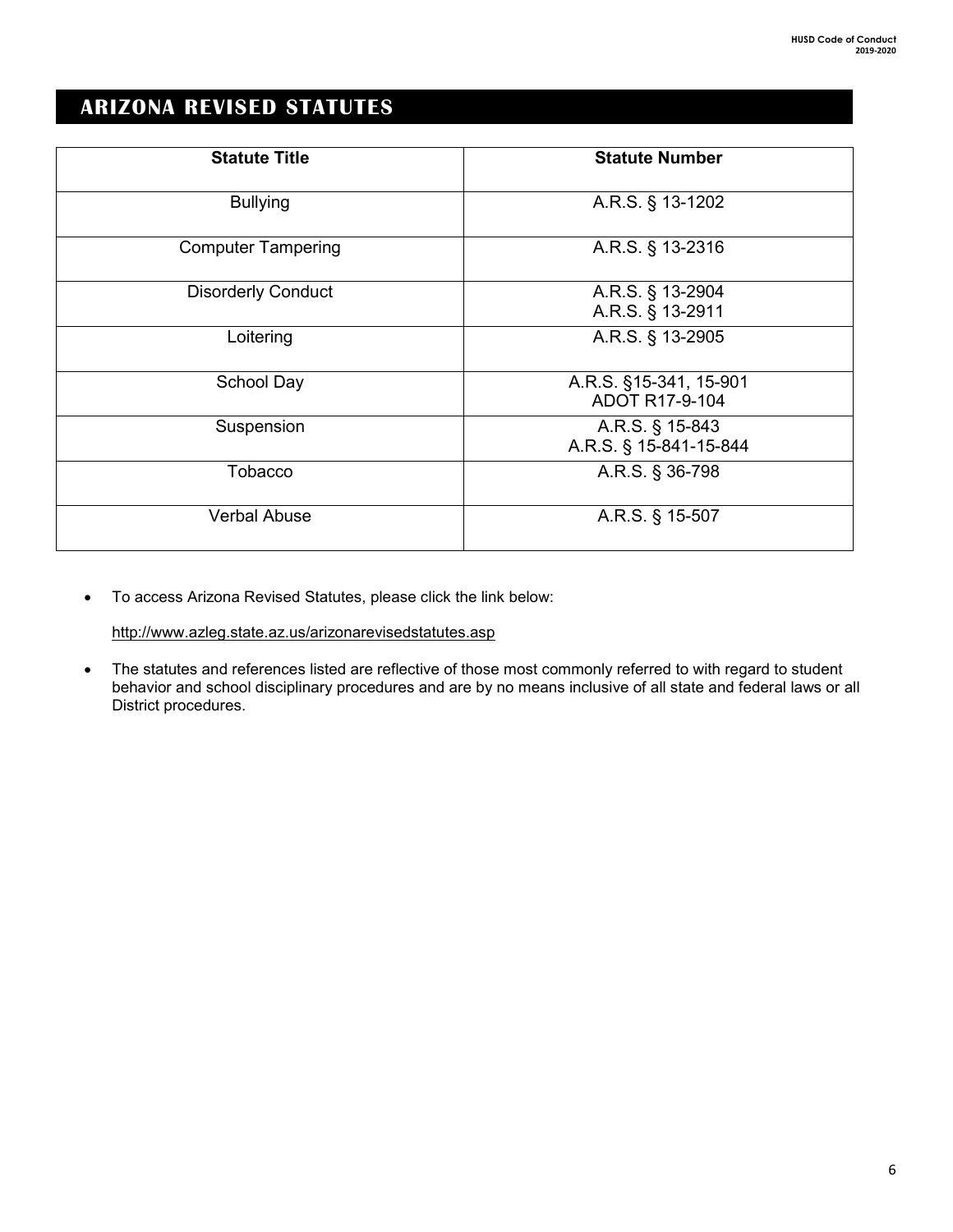# ARIZONA REVISED STATUTES

| Statute Title | Statute Number |
|---|---|
| Bullying | A.R.S. § 13-1202 |
| Computer Tampering | A.R.S. § 13-2316 |
| Disorderly Conduct | A.R.S. § 13-2904<br>A.R.S. § 13-2911 |
| Loitering | A.R.S. § 13-2905 |
| School Day | A.R.S. §15-341, 15-901<br>ADOT R17-9-104 |
| Suspension | A.R.S. § 15-843<br>A.R.S. § 15-841-15-844 |
| Tobacco | A.R.S. § 36-798 |
| Verbal Abuse | A.R.S. § 15-507 |

- To access Arizona Revised Statutes, please click the link below:

  http://www.azleg.state.az.us/arizonarevisedstatutes.asp

- The statutes and references listed are reflective of those most commonly referred to with regard to student behavior and school disciplinary procedures and are by no means inclusive of all state and federal laws or all District procedures.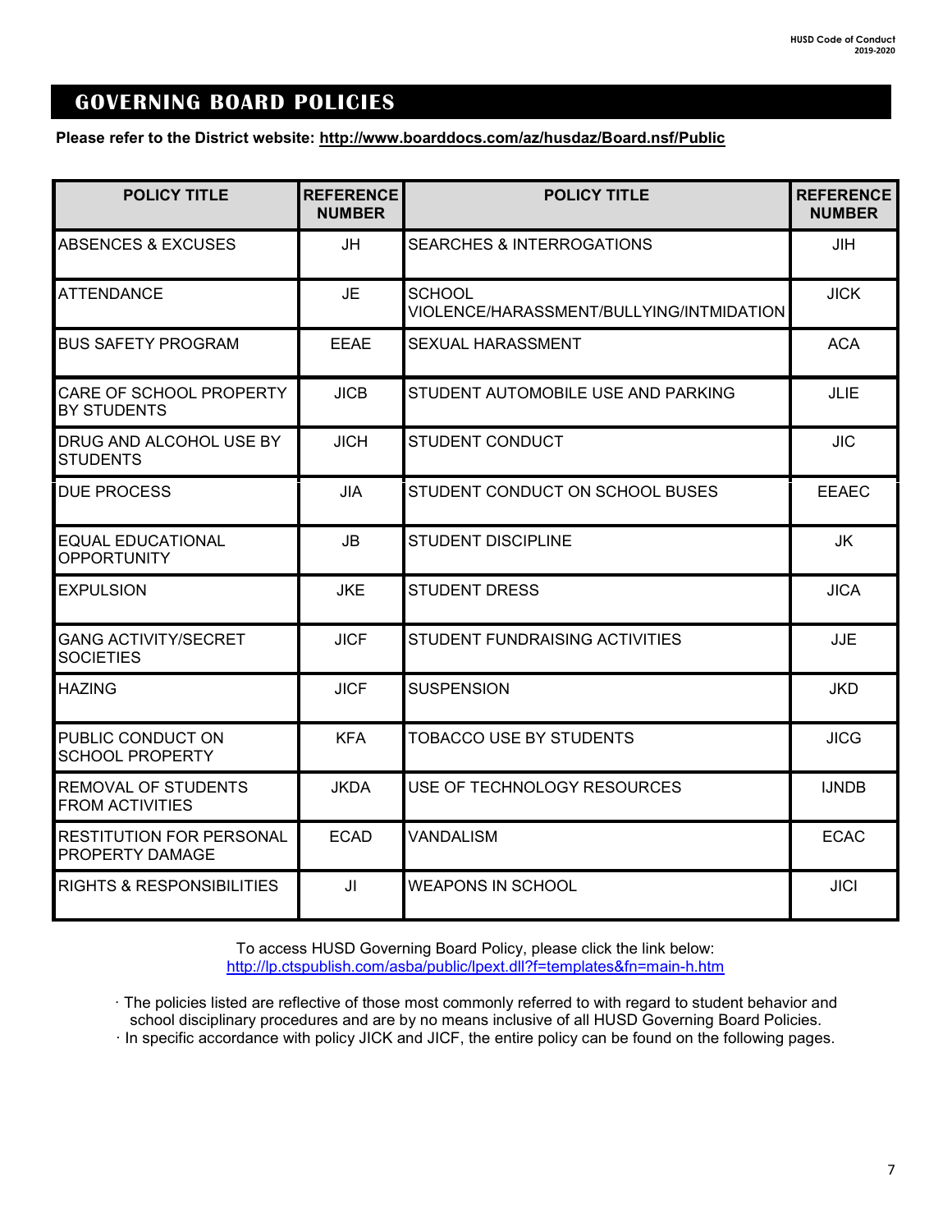## GOVERNING BOARD POLICIES

**Please refer to the District website: http://www.boarddocs.com/az/husdaz/Board.nsf/Public**

| POLICY TITLE | REFERENCE NUMBER | POLICY TITLE | REFERENCE NUMBER |
|---|---|---|---|
| ABSENCES & EXCUSES | JH | SEARCHES & INTERROGATIONS | JIH |
| ATTENDANCE | JE | SCHOOL VIOLENCE/HARASSMENT/BULLYING/INTMIDATION | JICK |
| BUS SAFETY PROGRAM | EEAE | SEXUAL HARASSMENT | ACA |
| CARE OF SCHOOL PROPERTY BY STUDENTS | JICB | STUDENT AUTOMOBILE USE AND PARKING | JLIE |
| DRUG AND ALCOHOL USE BY STUDENTS | JICH | STUDENT CONDUCT | JIC |
| DUE PROCESS | JIA | STUDENT CONDUCT ON SCHOOL BUSES | EEAEC |
| EQUAL EDUCATIONAL OPPORTUNITY | JB | STUDENT DISCIPLINE | JK |
| EXPULSION | JKE | STUDENT DRESS | JICA |
| GANG ACTIVITY/SECRET SOCIETIES | JICF | STUDENT FUNDRAISING ACTIVITIES | JJE |
| HAZING | JICF | SUSPENSION | JKD |
| PUBLIC CONDUCT ON SCHOOL PROPERTY | KFA | TOBACCO USE BY STUDENTS | JICG |
| REMOVAL OF STUDENTS FROM ACTIVITIES | JKDA | USE OF TECHNOLOGY RESOURCES | IJNDB |
| RESTITUTION FOR PERSONAL PROPERTY DAMAGE | ECAD | VANDALISM | ECAC |
| RIGHTS & RESPONSIBILITIES | JI | WEAPONS IN SCHOOL | JICI |

To access HUSD Governing Board Policy, please click the link below:
http://lp.ctspublish.com/asba/public/lpext.dll?f=templates&fn=main-h.htm

- The policies listed are reflective of those most commonly referred to with regard to student behavior and school disciplinary procedures and are by no means inclusive of all HUSD Governing Board Policies.
- In specific accordance with policy JICK and JICF, the entire policy can be found on the following pages.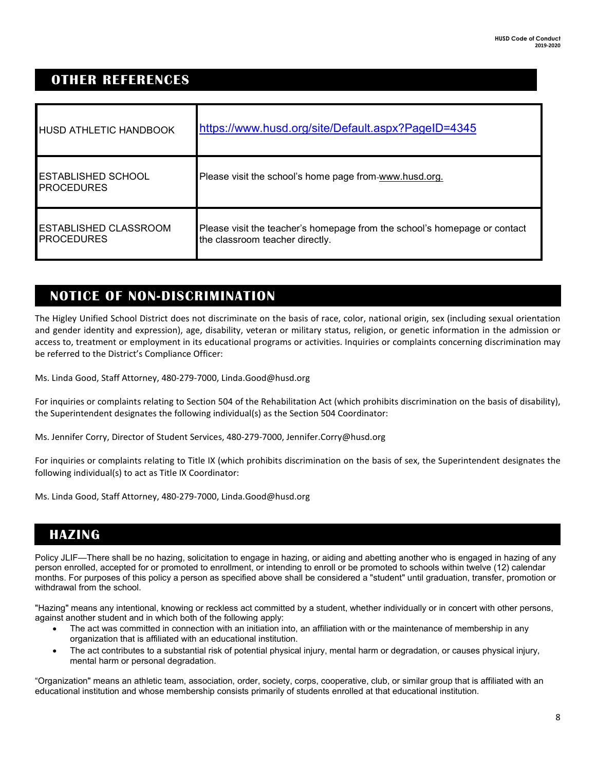## OTHER REFERENCES

| | |
|---|---|
| HUSD ATHLETIC HANDBOOK | https://www.husd.org/site/Default.aspx?PageID=4345 |
| ESTABLISHED SCHOOL PROCEDURES | Please visit the school's home page from www.husd.org. |
| ESTABLISHED CLASSROOM PROCEDURES | Please visit the teacher's homepage from the school's homepage or contact the classroom teacher directly. |

## NOTICE OF NON-DISCRIMINATION

The Higley Unified School District does not discriminate on the basis of race, color, national origin, sex (including sexual orientation and gender identity and expression), age, disability, veteran or military status, religion, or genetic information in the admission or access to, treatment or employment in its educational programs or activities. Inquiries or complaints concerning discrimination may be referred to the District's Compliance Officer:

Ms. Linda Good, Staff Attorney, 480-279-7000, Linda.Good@husd.org

For inquiries or complaints relating to Section 504 of the Rehabilitation Act (which prohibits discrimination on the basis of disability), the Superintendent designates the following individual(s) as the Section 504 Coordinator:

Ms. Jennifer Corry, Director of Student Services, 480-279-7000, Jennifer.Corry@husd.org

For inquiries or complaints relating to Title IX (which prohibits discrimination on the basis of sex, the Superintendent designates the following individual(s) to act as Title IX Coordinator:

Ms. Linda Good, Staff Attorney, 480-279-7000, Linda.Good@husd.org

## HAZING

Policy JLIF—There shall be no hazing, solicitation to engage in hazing, or aiding and abetting another who is engaged in hazing of any person enrolled, accepted for or promoted to enrollment, or intending to enroll or be promoted to schools within twelve (12) calendar months. For purposes of this policy a person as specified above shall be considered a "student" until graduation, transfer, promotion or withdrawal from the school.

"Hazing" means any intentional, knowing or reckless act committed by a student, whether individually or in concert with other persons, against another student and in which both of the following apply:

- The act was committed in connection with an initiation into, an affiliation with or the maintenance of membership in any organization that is affiliated with an educational institution.
- The act contributes to a substantial risk of potential physical injury, mental harm or degradation, or causes physical injury, mental harm or personal degradation.

"Organization" means an athletic team, association, order, society, corps, cooperative, club, or similar group that is affiliated with an educational institution and whose membership consists primarily of students enrolled at that educational institution.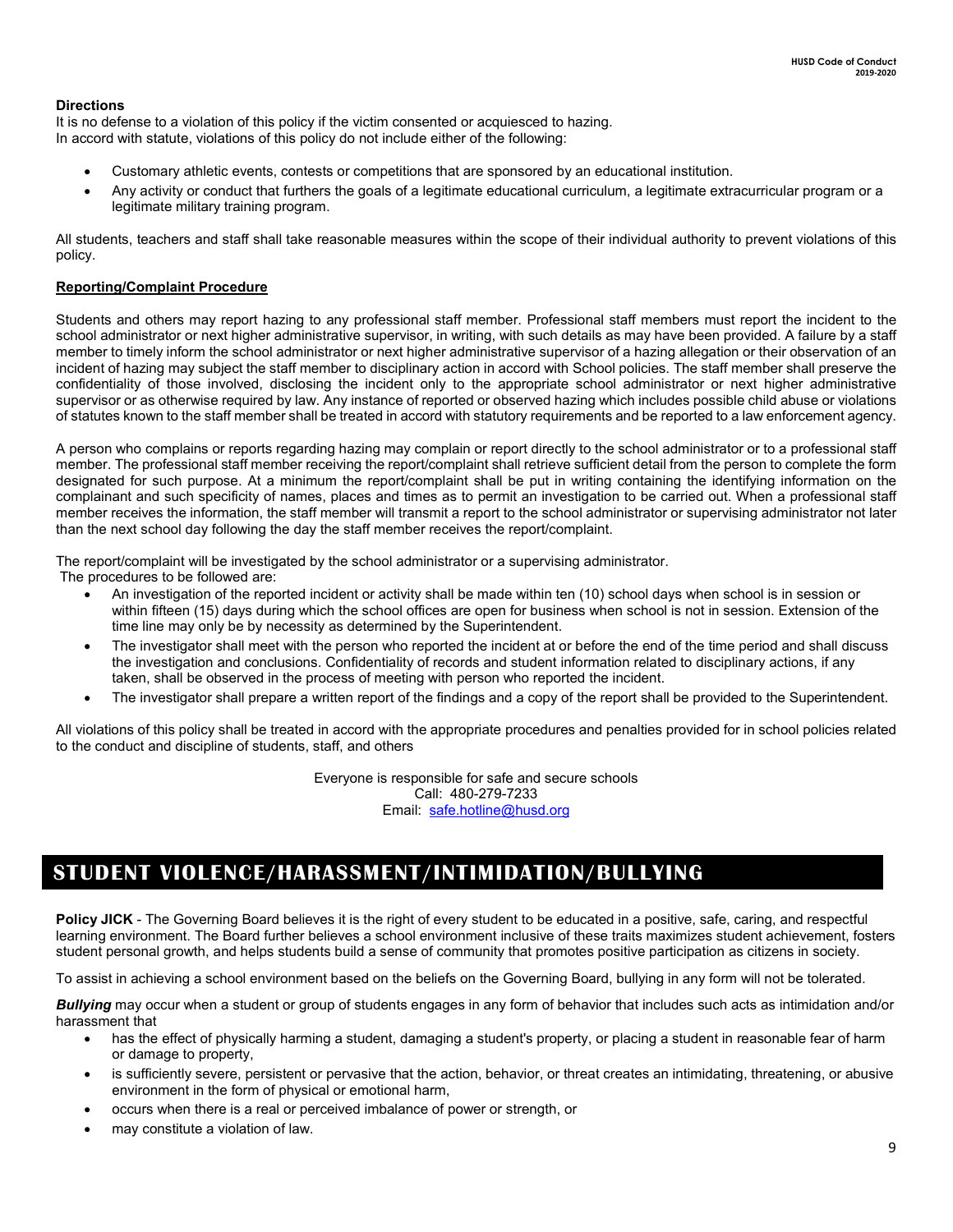**Directions**

It is no defense to a violation of this policy if the victim consented or acquiesced to hazing.
In accord with statute, violations of this policy do not include either of the following:

- Customary athletic events, contests or competitions that are sponsored by an educational institution.
- Any activity or conduct that furthers the goals of a legitimate educational curriculum, a legitimate extracurricular program or a legitimate military training program.

All students, teachers and staff shall take reasonable measures within the scope of their individual authority to prevent violations of this policy.

**Reporting/Complaint Procedure**

Students and others may report hazing to any professional staff member. Professional staff members must report the incident to the school administrator or next higher administrative supervisor, in writing, with such details as may have been provided. A failure by a staff member to timely inform the school administrator or next higher administrative supervisor of a hazing allegation or their observation of an incident of hazing may subject the staff member to disciplinary action in accord with School policies. The staff member shall preserve the confidentiality of those involved, disclosing the incident only to the appropriate school administrator or next higher administrative supervisor or as otherwise required by law. Any instance of reported or observed hazing which includes possible child abuse or violations of statutes known to the staff member shall be treated in accord with statutory requirements and be reported to a law enforcement agency.

A person who complains or reports regarding hazing may complain or report directly to the school administrator or to a professional staff member. The professional staff member receiving the report/complaint shall retrieve sufficient detail from the person to complete the form designated for such purpose. At a minimum the report/complaint shall be put in writing containing the identifying information on the complainant and such specificity of names, places and times as to permit an investigation to be carried out. When a professional staff member receives the information, the staff member will transmit a report to the school administrator or supervising administrator not later than the next school day following the day the staff member receives the report/complaint.

The report/complaint will be investigated by the school administrator or a supervising administrator.
The procedures to be followed are:

- An investigation of the reported incident or activity shall be made within ten (10) school days when school is in session or within fifteen (15) days during which the school offices are open for business when school is not in session. Extension of the time line may only be by necessity as determined by the Superintendent.
- The investigator shall meet with the person who reported the incident at or before the end of the time period and shall discuss the investigation and conclusions. Confidentiality of records and student information related to disciplinary actions, if any taken, shall be observed in the process of meeting with person who reported the incident.
- The investigator shall prepare a written report of the findings and a copy of the report shall be provided to the Superintendent.

All violations of this policy shall be treated in accord with the appropriate procedures and penalties provided for in school policies related to the conduct and discipline of students, staff, and others

Everyone is responsible for safe and secure schools
Call: 480-279-7233
Email: safe.hotline@husd.org

## STUDENT VIOLENCE/HARASSMENT/INTIMIDATION/BULLYING

**Policy JICK** - The Governing Board believes it is the right of every student to be educated in a positive, safe, caring, and respectful learning environment. The Board further believes a school environment inclusive of these traits maximizes student achievement, fosters student personal growth, and helps students build a sense of community that promotes positive participation as citizens in society.

To assist in achieving a school environment based on the beliefs on the Governing Board, bullying in any form will not be tolerated.

***Bullying*** may occur when a student or group of students engages in any form of behavior that includes such acts as intimidation and/or harassment that

- has the effect of physically harming a student, damaging a student's property, or placing a student in reasonable fear of harm or damage to property,
- is sufficiently severe, persistent or pervasive that the action, behavior, or threat creates an intimidating, threatening, or abusive environment in the form of physical or emotional harm,
- occurs when there is a real or perceived imbalance of power or strength, or
- may constitute a violation of law.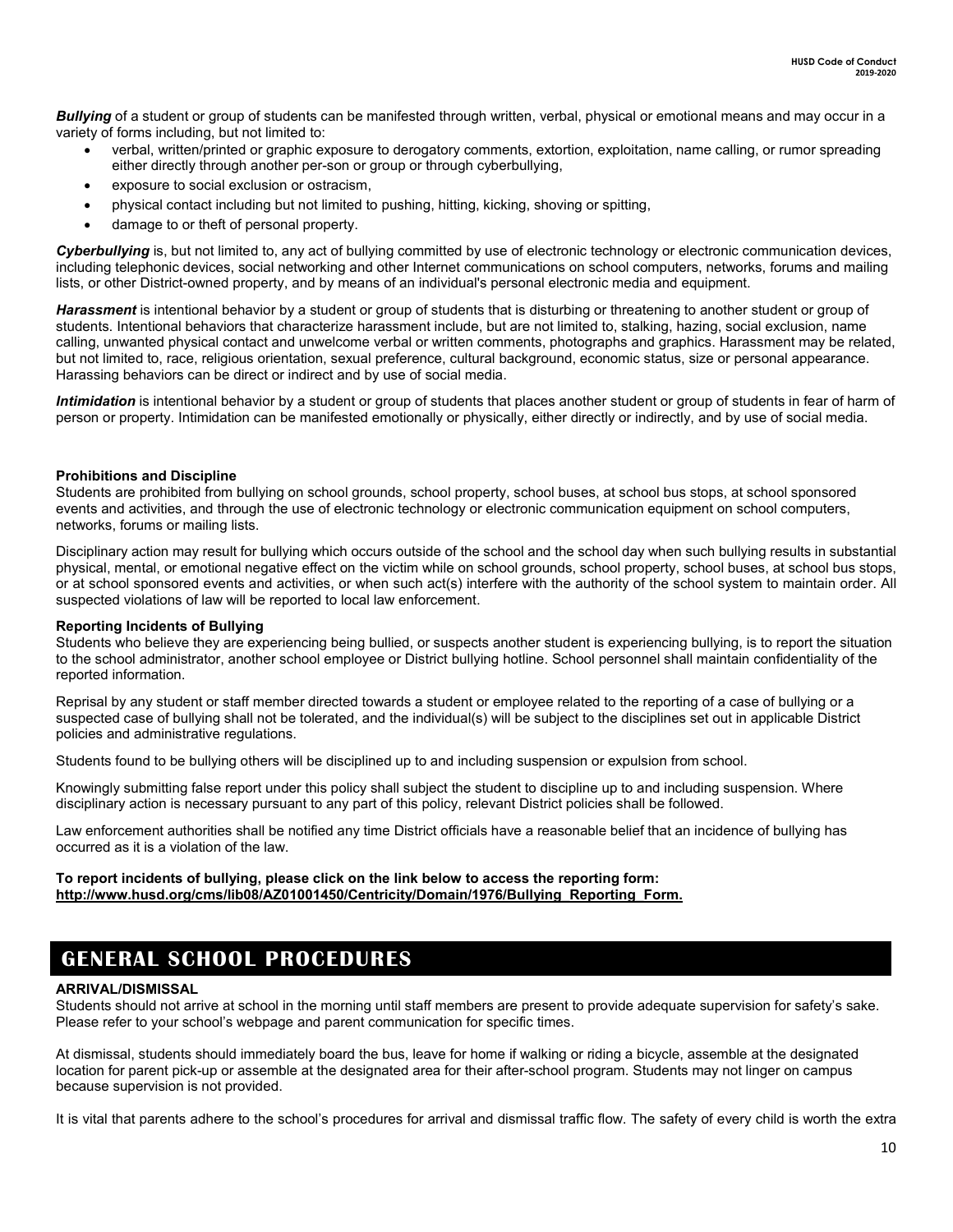***Bullying*** of a student or group of students can be manifested through written, verbal, physical or emotional means and may occur in a variety of forms including, but not limited to:

- verbal, written/printed or graphic exposure to derogatory comments, extortion, exploitation, name calling, or rumor spreading either directly through another per-son or group or through cyberbullying,
- exposure to social exclusion or ostracism,
- physical contact including but not limited to pushing, hitting, kicking, shoving or spitting,
- damage to or theft of personal property.

***Cyberbullying*** is, but not limited to, any act of bullying committed by use of electronic technology or electronic communication devices, including telephonic devices, social networking and other Internet communications on school computers, networks, forums and mailing lists, or other District-owned property, and by means of an individual's personal electronic media and equipment.

***Harassment*** is intentional behavior by a student or group of students that is disturbing or threatening to another student or group of students. Intentional behaviors that characterize harassment include, but are not limited to, stalking, hazing, social exclusion, name calling, unwanted physical contact and unwelcome verbal or written comments, photographs and graphics. Harassment may be related, but not limited to, race, religious orientation, sexual preference, cultural background, economic status, size or personal appearance. Harassing behaviors can be direct or indirect and by use of social media.

***Intimidation*** is intentional behavior by a student or group of students that places another student or group of students in fear of harm of person or property. Intimidation can be manifested emotionally or physically, either directly or indirectly, and by use of social media.

**Prohibitions and Discipline**

Students are prohibited from bullying on school grounds, school property, school buses, at school bus stops, at school sponsored events and activities, and through the use of electronic technology or electronic communication equipment on school computers, networks, forums or mailing lists.

Disciplinary action may result for bullying which occurs outside of the school and the school day when such bullying results in substantial physical, mental, or emotional negative effect on the victim while on school grounds, school property, school buses, at school bus stops, or at school sponsored events and activities, or when such act(s) interfere with the authority of the school system to maintain order. All suspected violations of law will be reported to local law enforcement.

**Reporting Incidents of Bullying**

Students who believe they are experiencing being bullied, or suspects another student is experiencing bullying, is to report the situation to the school administrator, another school employee or District bullying hotline. School personnel shall maintain confidentiality of the reported information.

Reprisal by any student or staff member directed towards a student or employee related to the reporting of a case of bullying or a suspected case of bullying shall not be tolerated, and the individual(s) will be subject to the disciplines set out in applicable District policies and administrative regulations.

Students found to be bullying others will be disciplined up to and including suspension or expulsion from school.

Knowingly submitting false report under this policy shall subject the student to discipline up to and including suspension. Where disciplinary action is necessary pursuant to any part of this policy, relevant District policies shall be followed.

Law enforcement authorities shall be notified any time District officials have a reasonable belief that an incidence of bullying has occurred as it is a violation of the law.

**To report incidents of bullying, please click on the link below to access the reporting form: http://www.husd.org/cms/lib08/AZ01001450/Centricity/Domain/1976/Bullying_Reporting_Form.**

# GENERAL SCHOOL PROCEDURES

**ARRIVAL/DISMISSAL**

Students should not arrive at school in the morning until staff members are present to provide adequate supervision for safety's sake. Please refer to your school's webpage and parent communication for specific times.

At dismissal, students should immediately board the bus, leave for home if walking or riding a bicycle, assemble at the designated location for parent pick-up or assemble at the designated area for their after-school program. Students may not linger on campus because supervision is not provided.

It is vital that parents adhere to the school's procedures for arrival and dismissal traffic flow. The safety of every child is worth the extra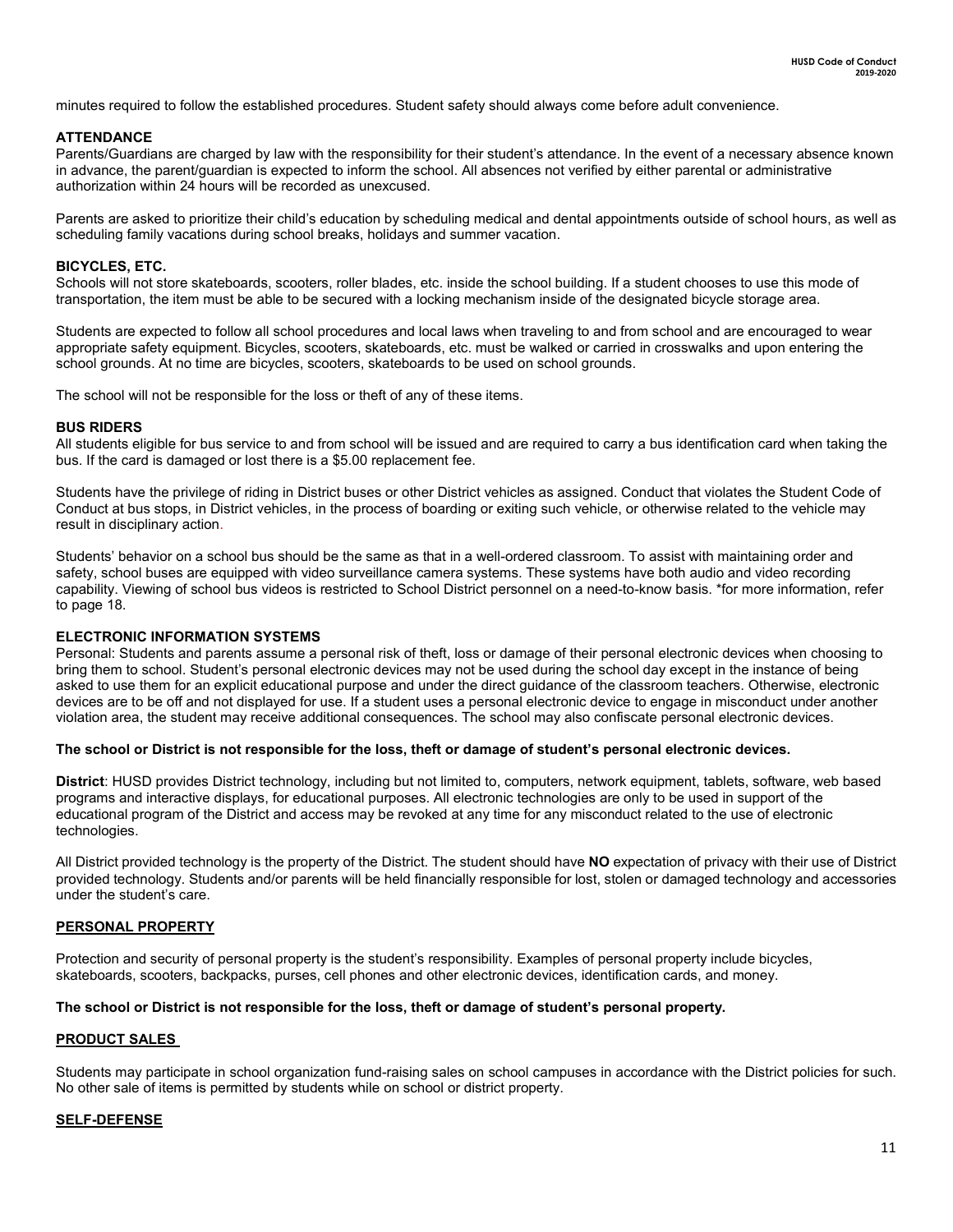minutes required to follow the established procedures. Student safety should always come before adult convenience.

**ATTENDANCE**

Parents/Guardians are charged by law with the responsibility for their student's attendance. In the event of a necessary absence known in advance, the parent/guardian is expected to inform the school. All absences not verified by either parental or administrative authorization within 24 hours will be recorded as unexcused.

Parents are asked to prioritize their child's education by scheduling medical and dental appointments outside of school hours, as well as scheduling family vacations during school breaks, holidays and summer vacation.

**BICYCLES, ETC.**

Schools will not store skateboards, scooters, roller blades, etc. inside the school building. If a student chooses to use this mode of transportation, the item must be able to be secured with a locking mechanism inside of the designated bicycle storage area.

Students are expected to follow all school procedures and local laws when traveling to and from school and are encouraged to wear appropriate safety equipment. Bicycles, scooters, skateboards, etc. must be walked or carried in crosswalks and upon entering the school grounds. At no time are bicycles, scooters, skateboards to be used on school grounds.

The school will not be responsible for the loss or theft of any of these items.

**BUS RIDERS**

All students eligible for bus service to and from school will be issued and are required to carry a bus identification card when taking the bus. If the card is damaged or lost there is a $5.00 replacement fee.

Students have the privilege of riding in District buses or other District vehicles as assigned. Conduct that violates the Student Code of Conduct at bus stops, in District vehicles, in the process of boarding or exiting such vehicle, or otherwise related to the vehicle may result in disciplinary action.

Students' behavior on a school bus should be the same as that in a well-ordered classroom. To assist with maintaining order and safety, school buses are equipped with video surveillance camera systems. These systems have both audio and video recording capability. Viewing of school bus videos is restricted to School District personnel on a need-to-know basis. *for more information, refer to page 18.

**ELECTRONIC INFORMATION SYSTEMS**

Personal: Students and parents assume a personal risk of theft, loss or damage of their personal electronic devices when choosing to bring them to school. Student's personal electronic devices may not be used during the school day except in the instance of being asked to use them for an explicit educational purpose and under the direct guidance of the classroom teachers. Otherwise, electronic devices are to be off and not displayed for use. If a student uses a personal electronic device to engage in misconduct under another violation area, the student may receive additional consequences. The school may also confiscate personal electronic devices.

**The school or District is not responsible for the loss, theft or damage of student's personal electronic devices.**

**District**: HUSD provides District technology, including but not limited to, computers, network equipment, tablets, software, web based programs and interactive displays, for educational purposes. All electronic technologies are only to be used in support of the educational program of the District and access may be revoked at any time for any misconduct related to the use of electronic technologies.

All District provided technology is the property of the District. The student should have **NO** expectation of privacy with their use of District provided technology. Students and/or parents will be held financially responsible for lost, stolen or damaged technology and accessories under the student's care.

**PERSONAL PROPERTY**

Protection and security of personal property is the student's responsibility. Examples of personal property include bicycles, skateboards, scooters, backpacks, purses, cell phones and other electronic devices, identification cards, and money.

**The school or District is not responsible for the loss, theft or damage of student's personal property.**

**PRODUCT SALES**

Students may participate in school organization fund-raising sales on school campuses in accordance with the District policies for such. No other sale of items is permitted by students while on school or district property.

**SELF-DEFENSE**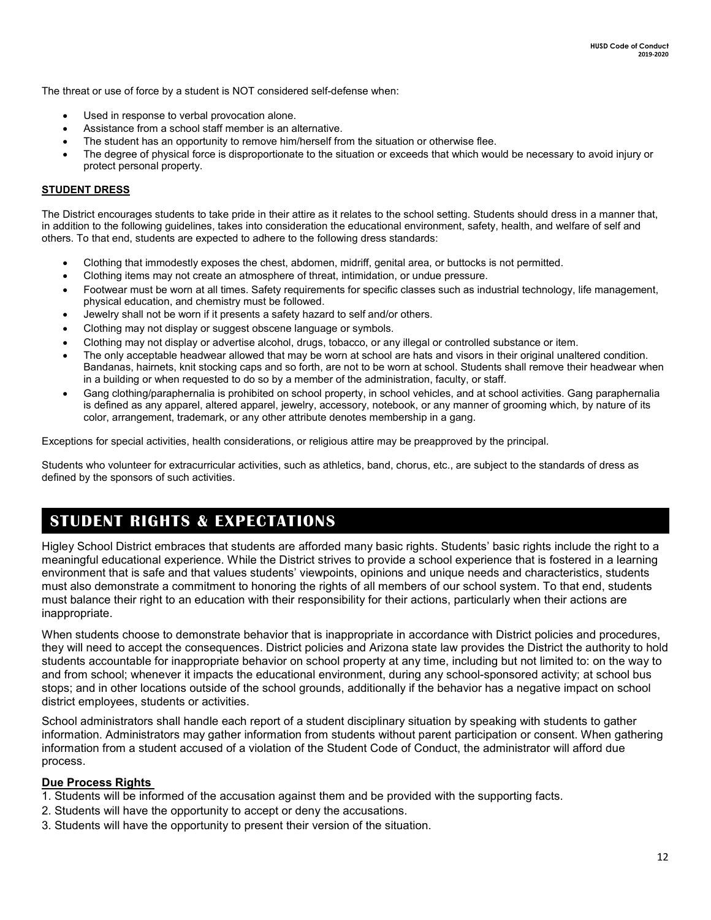The threat or use of force by a student is NOT considered self-defense when:

- Used in response to verbal provocation alone.
- Assistance from a school staff member is an alternative.
- The student has an opportunity to remove him/herself from the situation or otherwise flee.
- The degree of physical force is disproportionate to the situation or exceeds that which would be necessary to avoid injury or protect personal property.

#### STUDENT DRESS

The District encourages students to take pride in their attire as it relates to the school setting. Students should dress in a manner that, in addition to the following guidelines, takes into consideration the educational environment, safety, health, and welfare of self and others. To that end, students are expected to adhere to the following dress standards:

- Clothing that immodestly exposes the chest, abdomen, midriff, genital area, or buttocks is not permitted.
- Clothing items may not create an atmosphere of threat, intimidation, or undue pressure.
- Footwear must be worn at all times. Safety requirements for specific classes such as industrial technology, life management, physical education, and chemistry must be followed.
- Jewelry shall not be worn if it presents a safety hazard to self and/or others.
- Clothing may not display or suggest obscene language or symbols.
- Clothing may not display or advertise alcohol, drugs, tobacco, or any illegal or controlled substance or item.
- The only acceptable headwear allowed that may be worn at school are hats and visors in their original unaltered condition. Bandanas, hairnets, knit stocking caps and so forth, are not to be worn at school. Students shall remove their headwear when in a building or when requested to do so by a member of the administration, faculty, or staff.
- Gang clothing/paraphernalia is prohibited on school property, in school vehicles, and at school activities. Gang paraphernalia is defined as any apparel, altered apparel, jewelry, accessory, notebook, or any manner of grooming which, by nature of its color, arrangement, trademark, or any other attribute denotes membership in a gang.

Exceptions for special activities, health considerations, or religious attire may be preapproved by the principal.

Students who volunteer for extracurricular activities, such as athletics, band, chorus, etc., are subject to the standards of dress as defined by the sponsors of such activities.

# STUDENT RIGHTS & EXPECTATIONS

Higley School District embraces that students are afforded many basic rights. Students' basic rights include the right to a meaningful educational experience. While the District strives to provide a school experience that is fostered in a learning environment that is safe and that values students' viewpoints, opinions and unique needs and characteristics, students must also demonstrate a commitment to honoring the rights of all members of our school system. To that end, students must balance their right to an education with their responsibility for their actions, particularly when their actions are inappropriate.

When students choose to demonstrate behavior that is inappropriate in accordance with District policies and procedures, they will need to accept the consequences. District policies and Arizona state law provides the District the authority to hold students accountable for inappropriate behavior on school property at any time, including but not limited to: on the way to and from school; whenever it impacts the educational environment, during any school-sponsored activity; at school bus stops; and in other locations outside of the school grounds, additionally if the behavior has a negative impact on school district employees, students or activities.

School administrators shall handle each report of a student disciplinary situation by speaking with students to gather information. Administrators may gather information from students without parent participation or consent. When gathering information from a student accused of a violation of the Student Code of Conduct, the administrator will afford due process.

#### Due Process Rights

1. Students will be informed of the accusation against them and be provided with the supporting facts.
2. Students will have the opportunity to accept or deny the accusations.
3. Students will have the opportunity to present their version of the situation.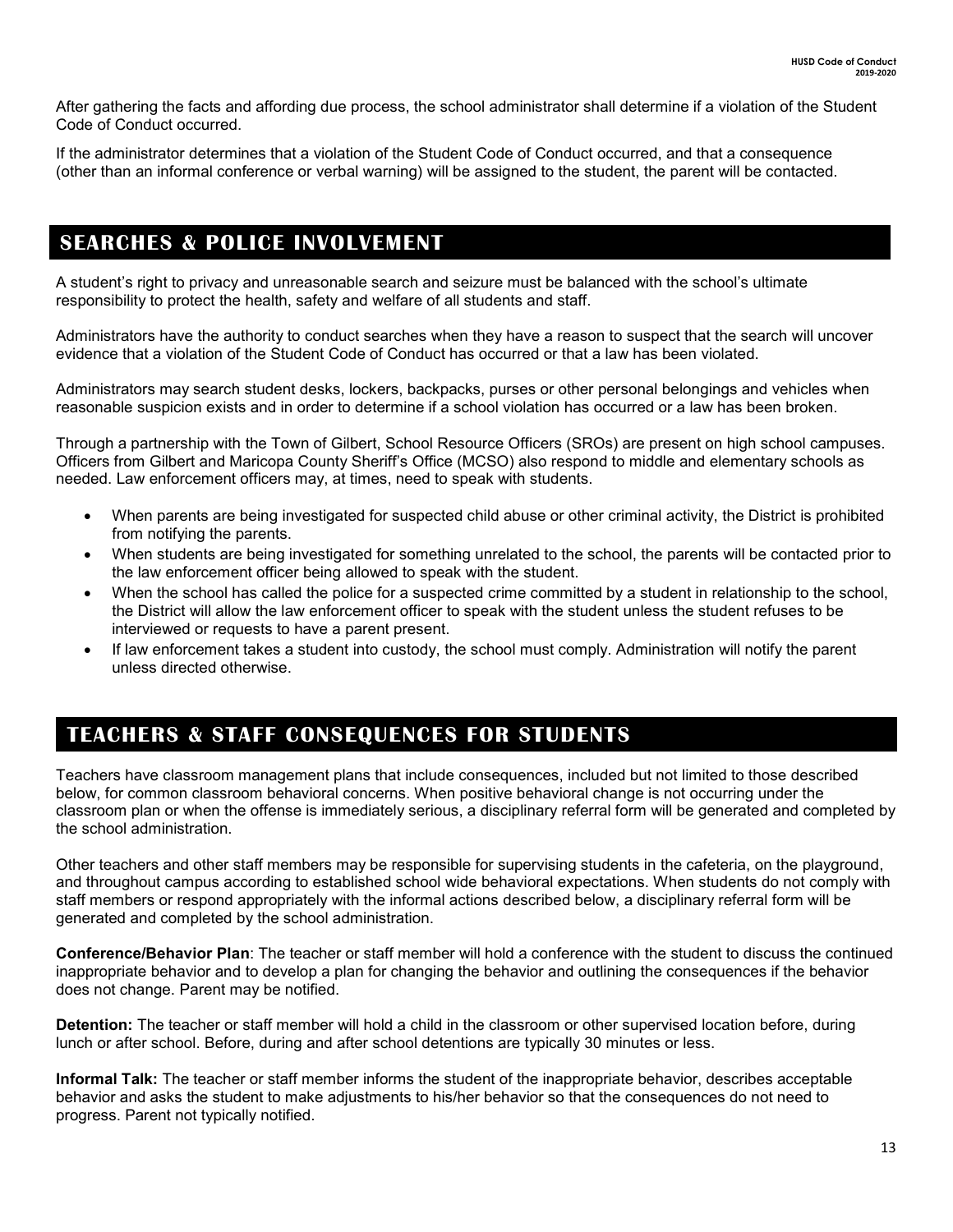After gathering the facts and affording due process, the school administrator shall determine if a violation of the Student Code of Conduct occurred.

If the administrator determines that a violation of the Student Code of Conduct occurred, and that a consequence (other than an informal conference or verbal warning) will be assigned to the student, the parent will be contacted.

## SEARCHES & POLICE INVOLVEMENT

A student's right to privacy and unreasonable search and seizure must be balanced with the school's ultimate responsibility to protect the health, safety and welfare of all students and staff.

Administrators have the authority to conduct searches when they have a reason to suspect that the search will uncover evidence that a violation of the Student Code of Conduct has occurred or that a law has been violated.

Administrators may search student desks, lockers, backpacks, purses or other personal belongings and vehicles when reasonable suspicion exists and in order to determine if a school violation has occurred or a law has been broken.

Through a partnership with the Town of Gilbert, School Resource Officers (SROs) are present on high school campuses. Officers from Gilbert and Maricopa County Sheriff's Office (MCSO) also respond to middle and elementary schools as needed. Law enforcement officers may, at times, need to speak with students.

- When parents are being investigated for suspected child abuse or other criminal activity, the District is prohibited from notifying the parents.
- When students are being investigated for something unrelated to the school, the parents will be contacted prior to the law enforcement officer being allowed to speak with the student.
- When the school has called the police for a suspected crime committed by a student in relationship to the school, the District will allow the law enforcement officer to speak with the student unless the student refuses to be interviewed or requests to have a parent present.
- If law enforcement takes a student into custody, the school must comply. Administration will notify the parent unless directed otherwise.

## TEACHERS & STAFF CONSEQUENCES FOR STUDENTS

Teachers have classroom management plans that include consequences, included but not limited to those described below, for common classroom behavioral concerns. When positive behavioral change is not occurring under the classroom plan or when the offense is immediately serious, a disciplinary referral form will be generated and completed by the school administration.

Other teachers and other staff members may be responsible for supervising students in the cafeteria, on the playground, and throughout campus according to established school wide behavioral expectations. When students do not comply with staff members or respond appropriately with the informal actions described below, a disciplinary referral form will be generated and completed by the school administration.

**Conference/Behavior Plan**: The teacher or staff member will hold a conference with the student to discuss the continued inappropriate behavior and to develop a plan for changing the behavior and outlining the consequences if the behavior does not change. Parent may be notified.

**Detention:** The teacher or staff member will hold a child in the classroom or other supervised location before, during lunch or after school. Before, during and after school detentions are typically 30 minutes or less.

**Informal Talk:** The teacher or staff member informs the student of the inappropriate behavior, describes acceptable behavior and asks the student to make adjustments to his/her behavior so that the consequences do not need to progress. Parent not typically notified.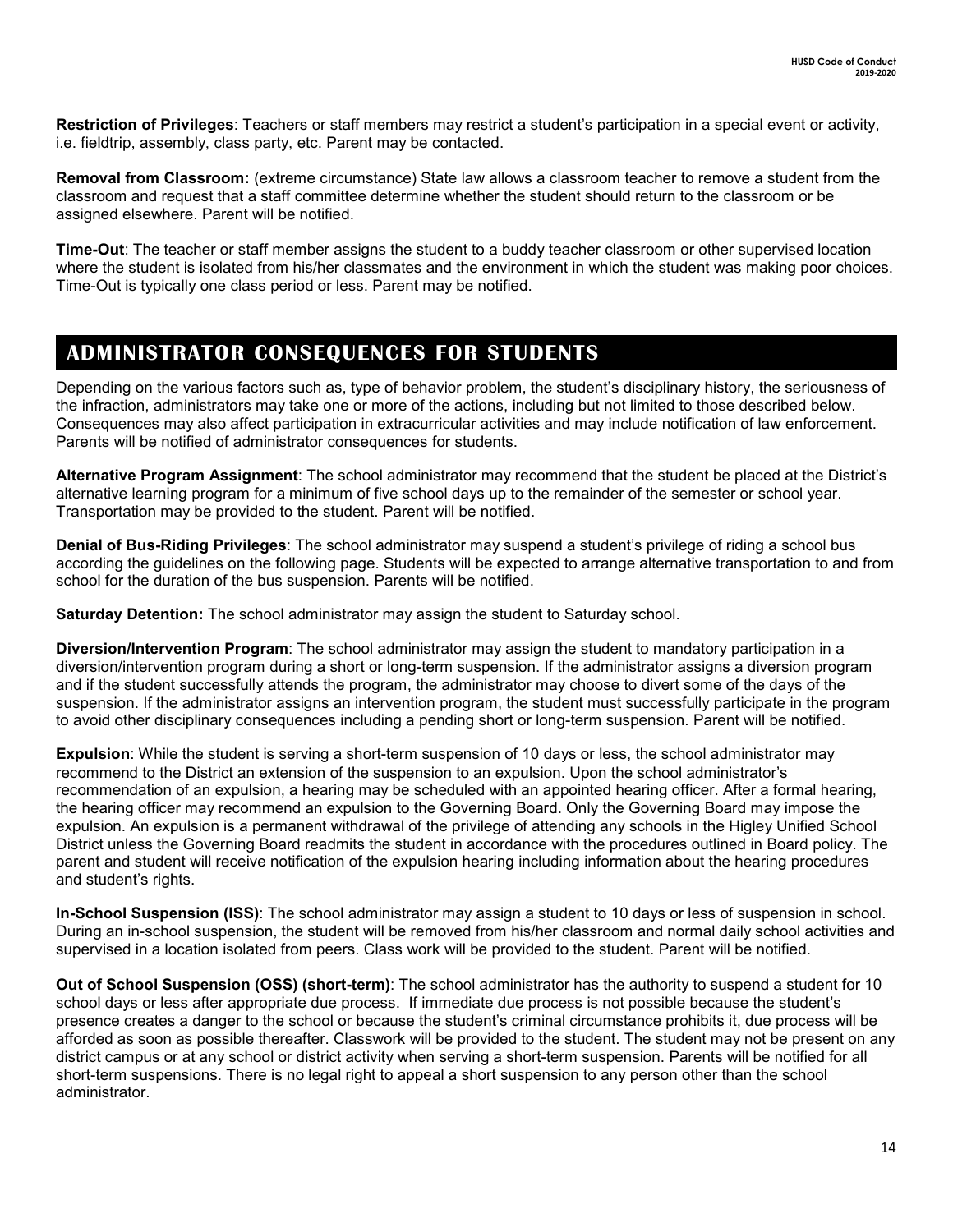**Restriction of Privileges**: Teachers or staff members may restrict a student's participation in a special event or activity, i.e. fieldtrip, assembly, class party, etc. Parent may be contacted.

**Removal from Classroom:** (extreme circumstance) State law allows a classroom teacher to remove a student from the classroom and request that a staff committee determine whether the student should return to the classroom or be assigned elsewhere. Parent will be notified.

**Time-Out**: The teacher or staff member assigns the student to a buddy teacher classroom or other supervised location where the student is isolated from his/her classmates and the environment in which the student was making poor choices. Time-Out is typically one class period or less. Parent may be notified.

## ADMINISTRATOR CONSEQUENCES FOR STUDENTS

Depending on the various factors such as, type of behavior problem, the student's disciplinary history, the seriousness of the infraction, administrators may take one or more of the actions, including but not limited to those described below. Consequences may also affect participation in extracurricular activities and may include notification of law enforcement. Parents will be notified of administrator consequences for students.

**Alternative Program Assignment**: The school administrator may recommend that the student be placed at the District's alternative learning program for a minimum of five school days up to the remainder of the semester or school year. Transportation may be provided to the student. Parent will be notified.

**Denial of Bus-Riding Privileges**: The school administrator may suspend a student's privilege of riding a school bus according the guidelines on the following page. Students will be expected to arrange alternative transportation to and from school for the duration of the bus suspension. Parents will be notified.

**Saturday Detention:** The school administrator may assign the student to Saturday school.

**Diversion/Intervention Program**: The school administrator may assign the student to mandatory participation in a diversion/intervention program during a short or long-term suspension. If the administrator assigns a diversion program and if the student successfully attends the program, the administrator may choose to divert some of the days of the suspension. If the administrator assigns an intervention program, the student must successfully participate in the program to avoid other disciplinary consequences including a pending short or long-term suspension. Parent will be notified.

**Expulsion**: While the student is serving a short-term suspension of 10 days or less, the school administrator may recommend to the District an extension of the suspension to an expulsion. Upon the school administrator's recommendation of an expulsion, a hearing may be scheduled with an appointed hearing officer. After a formal hearing, the hearing officer may recommend an expulsion to the Governing Board. Only the Governing Board may impose the expulsion. An expulsion is a permanent withdrawal of the privilege of attending any schools in the Higley Unified School District unless the Governing Board readmits the student in accordance with the procedures outlined in Board policy. The parent and student will receive notification of the expulsion hearing including information about the hearing procedures and student's rights.

**In-School Suspension (ISS)**: The school administrator may assign a student to 10 days or less of suspension in school. During an in-school suspension, the student will be removed from his/her classroom and normal daily school activities and supervised in a location isolated from peers. Class work will be provided to the student. Parent will be notified.

**Out of School Suspension (OSS) (short-term)**: The school administrator has the authority to suspend a student for 10 school days or less after appropriate due process. If immediate due process is not possible because the student's presence creates a danger to the school or because the student's criminal circumstance prohibits it, due process will be afforded as soon as possible thereafter. Classwork will be provided to the student. The student may not be present on any district campus or at any school or district activity when serving a short-term suspension. Parents will be notified for all short-term suspensions. There is no legal right to appeal a short suspension to any person other than the school administrator.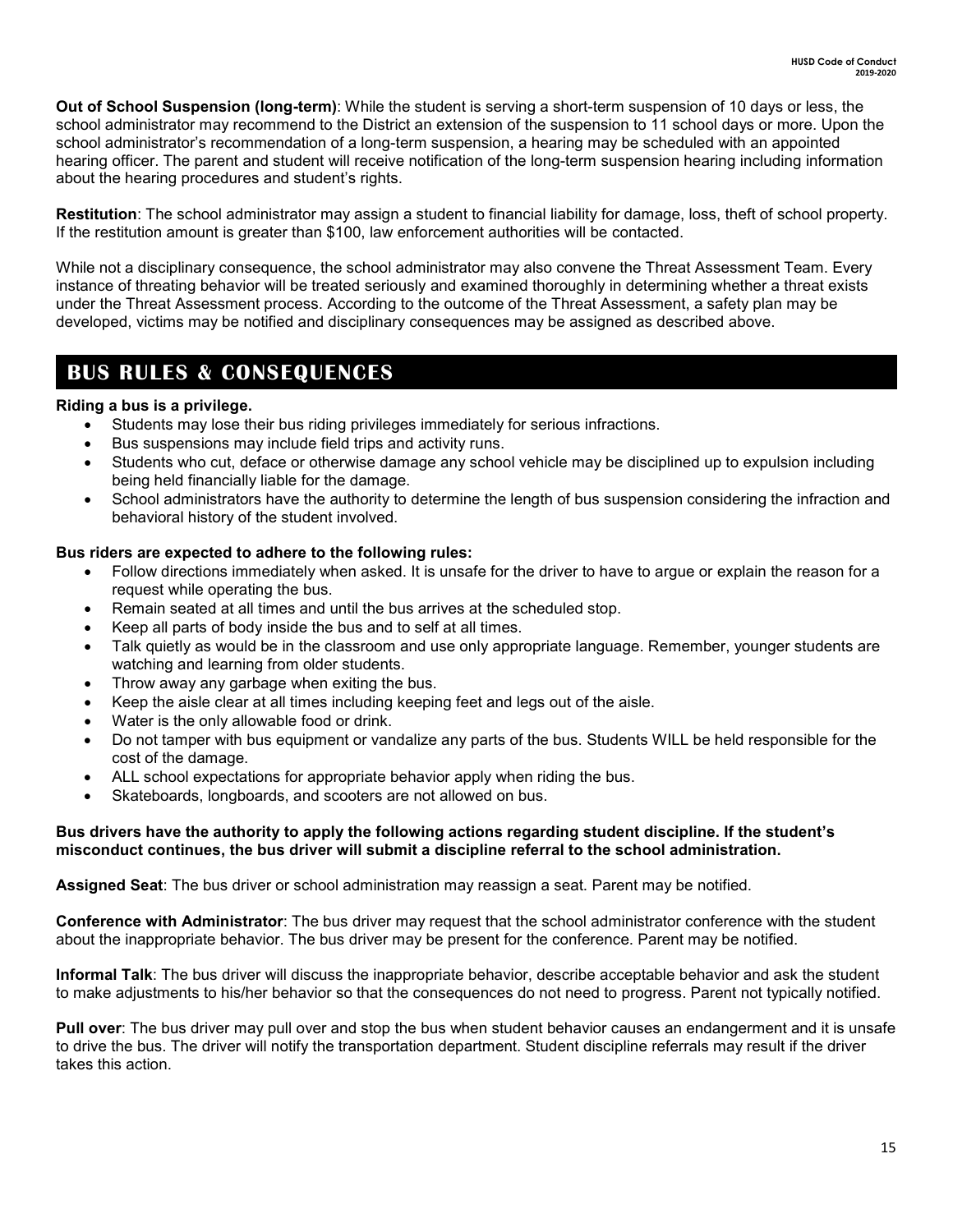**Out of School Suspension (long-term)**: While the student is serving a short-term suspension of 10 days or less, the school administrator may recommend to the District an extension of the suspension to 11 school days or more. Upon the school administrator's recommendation of a long-term suspension, a hearing may be scheduled with an appointed hearing officer. The parent and student will receive notification of the long-term suspension hearing including information about the hearing procedures and student's rights.

**Restitution**: The school administrator may assign a student to financial liability for damage, loss, theft of school property. If the restitution amount is greater than $100, law enforcement authorities will be contacted.

While not a disciplinary consequence, the school administrator may also convene the Threat Assessment Team. Every instance of threating behavior will be treated seriously and examined thoroughly in determining whether a threat exists under the Threat Assessment process. According to the outcome of the Threat Assessment, a safety plan may be developed, victims may be notified and disciplinary consequences may be assigned as described above.

## BUS RULES & CONSEQUENCES

**Riding a bus is a privilege.**

- Students may lose their bus riding privileges immediately for serious infractions.
- Bus suspensions may include field trips and activity runs.
- Students who cut, deface or otherwise damage any school vehicle may be disciplined up to expulsion including being held financially liable for the damage.
- School administrators have the authority to determine the length of bus suspension considering the infraction and behavioral history of the student involved.

**Bus riders are expected to adhere to the following rules:**

- Follow directions immediately when asked. It is unsafe for the driver to have to argue or explain the reason for a request while operating the bus.
- Remain seated at all times and until the bus arrives at the scheduled stop.
- Keep all parts of body inside the bus and to self at all times.
- Talk quietly as would be in the classroom and use only appropriate language. Remember, younger students are watching and learning from older students.
- Throw away any garbage when exiting the bus.
- Keep the aisle clear at all times including keeping feet and legs out of the aisle.
- Water is the only allowable food or drink.
- Do not tamper with bus equipment or vandalize any parts of the bus. Students WILL be held responsible for the cost of the damage.
- ALL school expectations for appropriate behavior apply when riding the bus.
- Skateboards, longboards, and scooters are not allowed on bus.

**Bus drivers have the authority to apply the following actions regarding student discipline. If the student's misconduct continues, the bus driver will submit a discipline referral to the school administration.**

**Assigned Seat**: The bus driver or school administration may reassign a seat. Parent may be notified.

**Conference with Administrator**: The bus driver may request that the school administrator conference with the student about the inappropriate behavior. The bus driver may be present for the conference. Parent may be notified.

**Informal Talk**: The bus driver will discuss the inappropriate behavior, describe acceptable behavior and ask the student to make adjustments to his/her behavior so that the consequences do not need to progress. Parent not typically notified.

**Pull over**: The bus driver may pull over and stop the bus when student behavior causes an endangerment and it is unsafe to drive the bus. The driver will notify the transportation department. Student discipline referrals may result if the driver takes this action.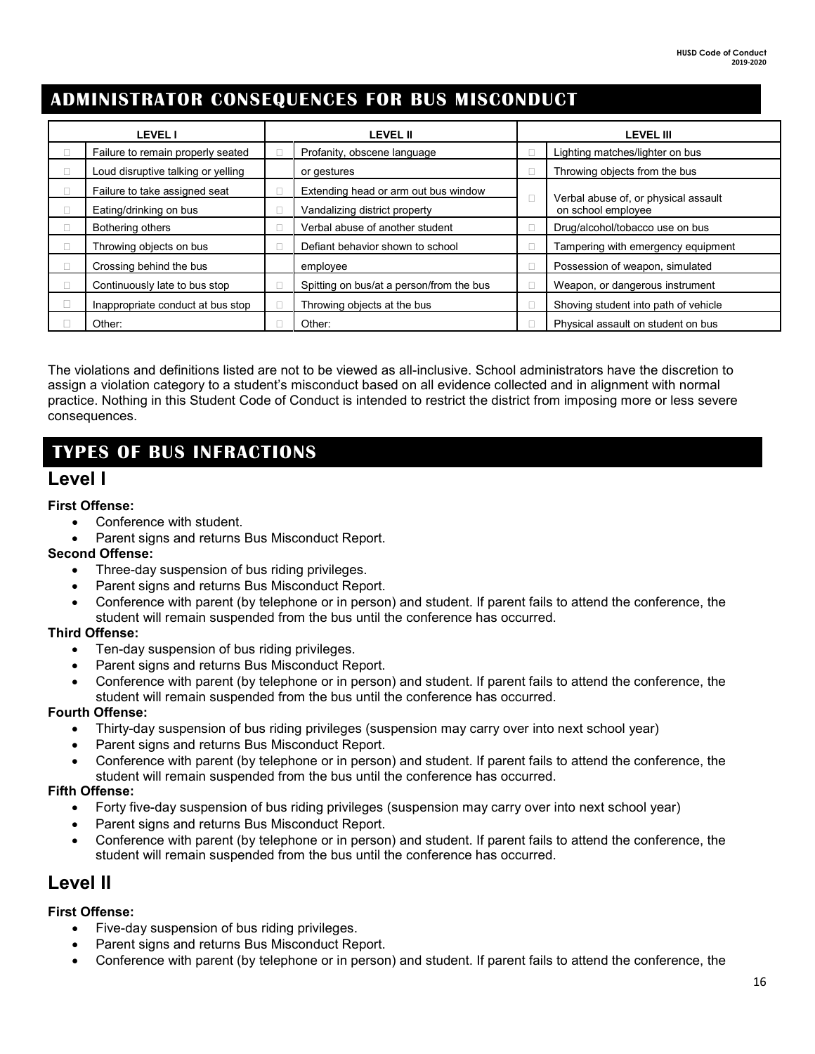## ADMINISTRATOR CONSEQUENCES FOR BUS MISCONDUCT

| LEVEL I | | LEVEL II | | LEVEL III | |
|---|---|---|---|---|---|
| ☐ | Failure to remain properly seated | ☐ | Profanity, obscene language or gestures | ☐ | Lighting matches/lighter on bus |
| ☐ | Loud disruptive talking or yelling | ☐ | Extending head or arm out bus window | ☐ | Throwing objects from the bus |
| ☐ | Failure to take assigned seat | ☐ | Vandalizing district property | ☐ | Verbal abuse of, or physical assault on school employee |
| ☐ | Eating/drinking on bus | ☐ | Verbal abuse of another student | ☐ | Drug/alcohol/tobacco use on bus |
| ☐ | Bothering others | ☐ | Defiant behavior shown to school employee | ☐ | Tampering with emergency equipment |
| ☐ | Throwing objects on bus | ☐ | Spitting on bus/at a person/from the bus | ☐ | Possession of weapon, simulated |
| ☐ | Crossing behind the bus | ☐ | Throwing objects at the bus | ☐ | Weapon, or dangerous instrument |
| ☐ | Continuously late to bus stop | ☐ | Other: | ☐ | Shoving student into path of vehicle |
| ☐ | Inappropriate conduct at bus stop | | | ☐ | Physical assault on student on bus |
| ☐ | Other: | | | | |

The violations and definitions listed are not to be viewed as all-inclusive. School administrators have the discretion to assign a violation category to a student's misconduct based on all evidence collected and in alignment with normal practice. Nothing in this Student Code of Conduct is intended to restrict the district from imposing more or less severe consequences.

## TYPES OF BUS INFRACTIONS

### Level I

**First Offense:**
- Conference with student.
- Parent signs and returns Bus Misconduct Report.

**Second Offense:**
- Three-day suspension of bus riding privileges.
- Parent signs and returns Bus Misconduct Report.
- Conference with parent (by telephone or in person) and student. If parent fails to attend the conference, the student will remain suspended from the bus until the conference has occurred.

**Third Offense:**
- Ten-day suspension of bus riding privileges.
- Parent signs and returns Bus Misconduct Report.
- Conference with parent (by telephone or in person) and student. If parent fails to attend the conference, the student will remain suspended from the bus until the conference has occurred.

**Fourth Offense:**
- Thirty-day suspension of bus riding privileges (suspension may carry over into next school year)
- Parent signs and returns Bus Misconduct Report.
- Conference with parent (by telephone or in person) and student. If parent fails to attend the conference, the student will remain suspended from the bus until the conference has occurred.

**Fifth Offense:**
- Forty five-day suspension of bus riding privileges (suspension may carry over into next school year)
- Parent signs and returns Bus Misconduct Report.
- Conference with parent (by telephone or in person) and student. If parent fails to attend the conference, the student will remain suspended from the bus until the conference has occurred.

### Level II

**First Offense:**
- Five-day suspension of bus riding privileges.
- Parent signs and returns Bus Misconduct Report.
- Conference with parent (by telephone or in person) and student. If parent fails to attend the conference, the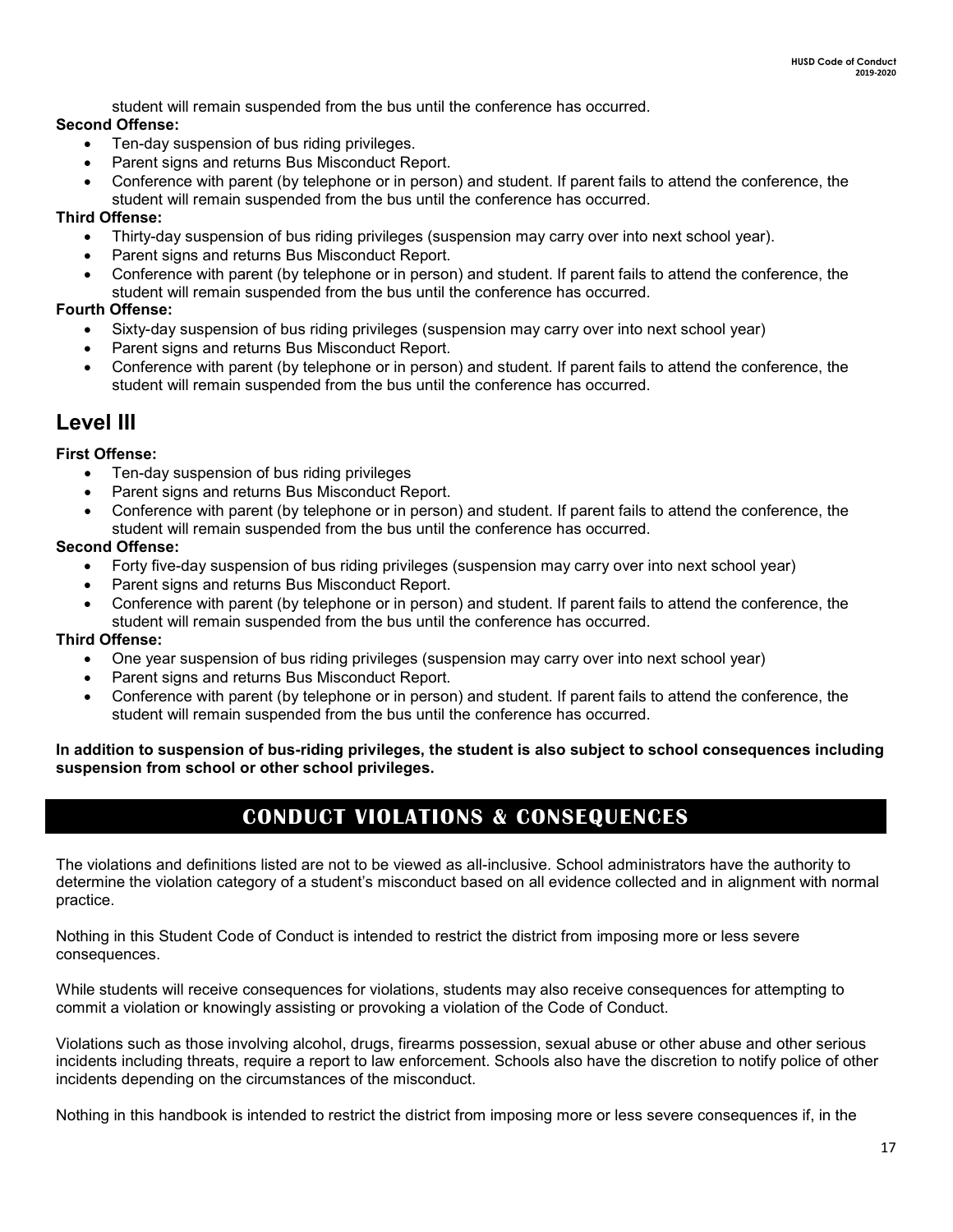student will remain suspended from the bus until the conference has occurred.

**Second Offense:**

- Ten-day suspension of bus riding privileges.
- Parent signs and returns Bus Misconduct Report.
- Conference with parent (by telephone or in person) and student. If parent fails to attend the conference, the student will remain suspended from the bus until the conference has occurred.

**Third Offense:**

- Thirty-day suspension of bus riding privileges (suspension may carry over into next school year).
- Parent signs and returns Bus Misconduct Report.
- Conference with parent (by telephone or in person) and student. If parent fails to attend the conference, the student will remain suspended from the bus until the conference has occurred.

**Fourth Offense:**

- Sixty-day suspension of bus riding privileges (suspension may carry over into next school year)
- Parent signs and returns Bus Misconduct Report.
- Conference with parent (by telephone or in person) and student. If parent fails to attend the conference, the student will remain suspended from the bus until the conference has occurred.

## Level III

**First Offense:**

- Ten-day suspension of bus riding privileges
- Parent signs and returns Bus Misconduct Report.
- Conference with parent (by telephone or in person) and student. If parent fails to attend the conference, the student will remain suspended from the bus until the conference has occurred.

**Second Offense:**

- Forty five-day suspension of bus riding privileges (suspension may carry over into next school year)
- Parent signs and returns Bus Misconduct Report.
- Conference with parent (by telephone or in person) and student. If parent fails to attend the conference, the student will remain suspended from the bus until the conference has occurred.

**Third Offense:**

- One year suspension of bus riding privileges (suspension may carry over into next school year)
- Parent signs and returns Bus Misconduct Report.
- Conference with parent (by telephone or in person) and student. If parent fails to attend the conference, the student will remain suspended from the bus until the conference has occurred.

**In addition to suspension of bus-riding privileges, the student is also subject to school consequences including suspension from school or other school privileges.**

# CONDUCT VIOLATIONS & CONSEQUENCES

The violations and definitions listed are not to be viewed as all-inclusive. School administrators have the authority to determine the violation category of a student's misconduct based on all evidence collected and in alignment with normal practice.

Nothing in this Student Code of Conduct is intended to restrict the district from imposing more or less severe consequences.

While students will receive consequences for violations, students may also receive consequences for attempting to commit a violation or knowingly assisting or provoking a violation of the Code of Conduct.

Violations such as those involving alcohol, drugs, firearms possession, sexual abuse or other abuse and other serious incidents including threats, require a report to law enforcement. Schools also have the discretion to notify police of other incidents depending on the circumstances of the misconduct.

Nothing in this handbook is intended to restrict the district from imposing more or less severe consequences if, in the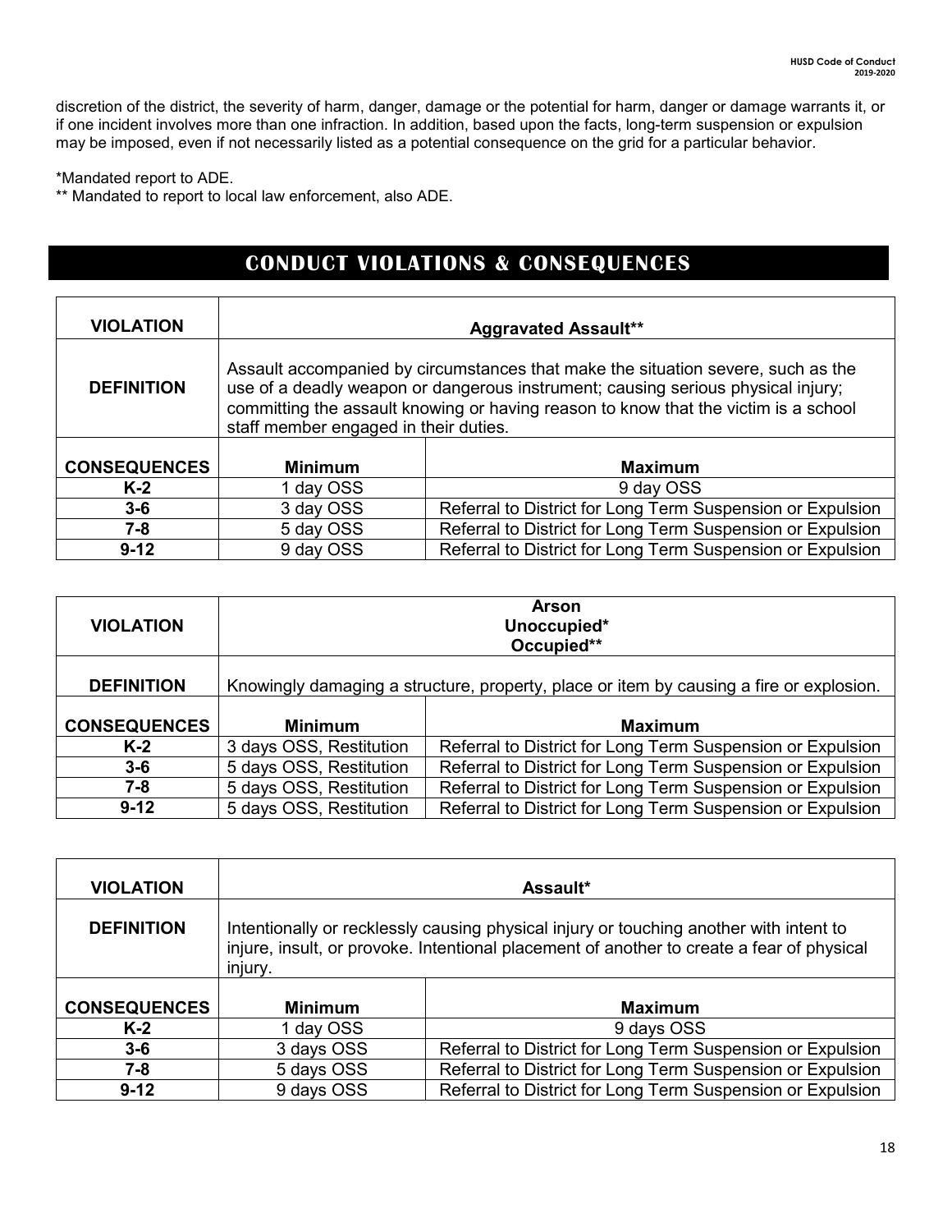discretion of the district, the severity of harm, danger, damage or the potential for harm, danger or damage warrants it, or if one incident involves more than one infraction. In addition, based upon the facts, long-term suspension or expulsion may be imposed, even if not necessarily listed as a potential consequence on the grid for a particular behavior.

*Mandated report to ADE.
** Mandated to report to local law enforcement, also ADE.

## CONDUCT VIOLATIONS & CONSEQUENCES

| **VIOLATION** | **Aggravated Assault**** | |
|---|---|---|
| **DEFINITION** | Assault accompanied by circumstances that make the situation severe, such as the use of a deadly weapon or dangerous instrument; causing serious physical injury; committing the assault knowing or having reason to know that the victim is a school staff member engaged in their duties. | |
| **CONSEQUENCES** | **Minimum** | **Maximum** |
| **K-2** | 1 day OSS | 9 day OSS |
| **3-6** | 3 day OSS | Referral to District for Long Term Suspension or Expulsion |
| **7-8** | 5 day OSS | Referral to District for Long Term Suspension or Expulsion |
| **9-12** | 9 day OSS | Referral to District for Long Term Suspension or Expulsion |

| **VIOLATION** | **Arson<br>Unoccupied*<br>Occupied**** | |
|---|---|---|
| **DEFINITION** | Knowingly damaging a structure, property, place or item by causing a fire or explosion. | |
| **CONSEQUENCES** | **Minimum** | **Maximum** |
| **K-2** | 3 days OSS, Restitution | Referral to District for Long Term Suspension or Expulsion |
| **3-6** | 5 days OSS, Restitution | Referral to District for Long Term Suspension or Expulsion |
| **7-8** | 5 days OSS, Restitution | Referral to District for Long Term Suspension or Expulsion |
| **9-12** | 5 days OSS, Restitution | Referral to District for Long Term Suspension or Expulsion |

| **VIOLATION** | **Assault*** | |
|---|---|---|
| **DEFINITION** | Intentionally or recklessly causing physical injury or touching another with intent to injure, insult, or provoke. Intentional placement of another to create a fear of physical injury. | |
| **CONSEQUENCES** | **Minimum** | **Maximum** |
| **K-2** | 1 day OSS | 9 days OSS |
| **3-6** | 3 days OSS | Referral to District for Long Term Suspension or Expulsion |
| **7-8** | 5 days OSS | Referral to District for Long Term Suspension or Expulsion |
| **9-12** | 9 days OSS | Referral to District for Long Term Suspension or Expulsion |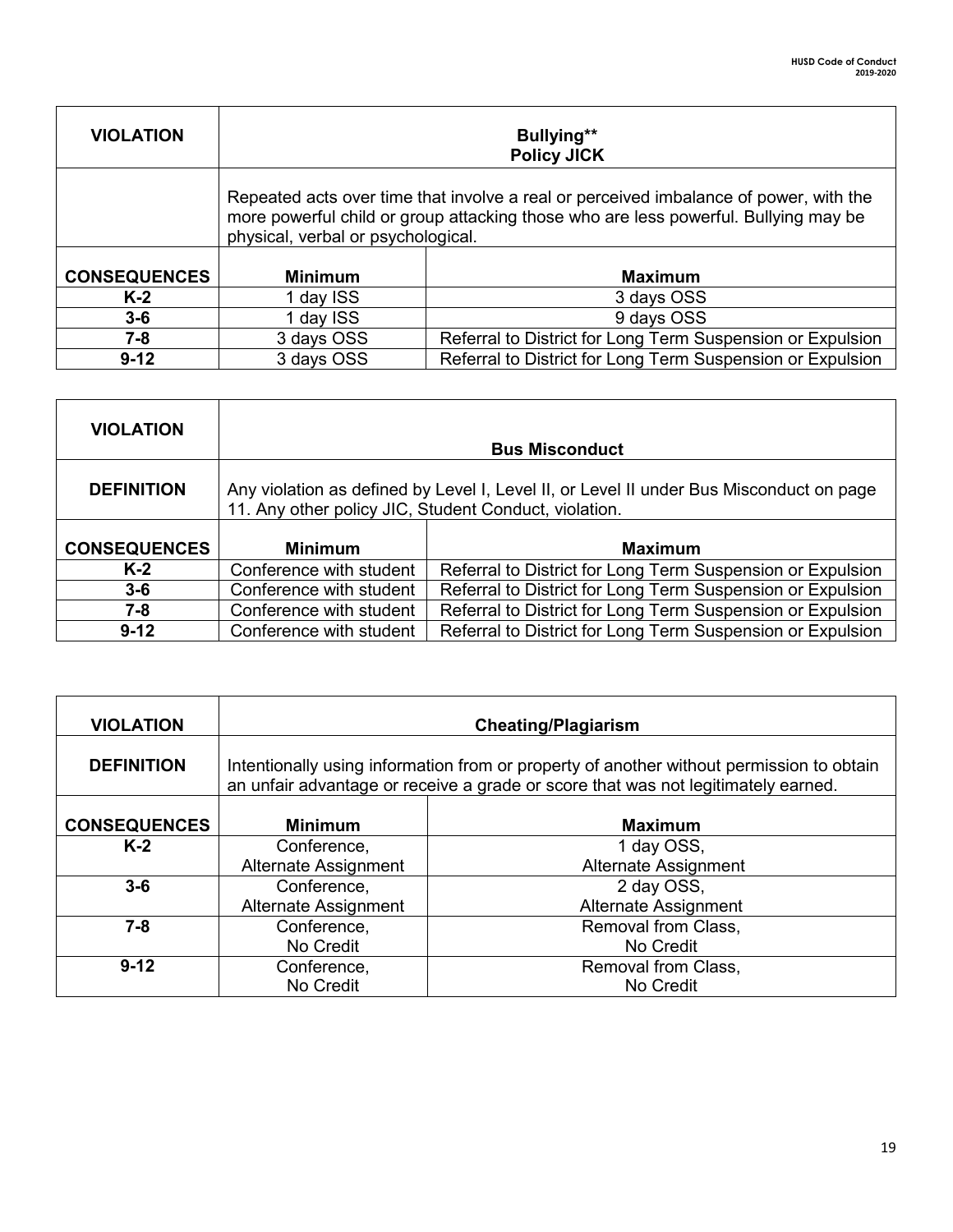| VIOLATION | Bullying** Policy JICK | |
|---|---|---|
| | Repeated acts over time that involve a real or perceived imbalance of power, with the more powerful child or group attacking those who are less powerful. Bullying may be physical, verbal or psychological. | |
| **CONSEQUENCES** | **Minimum** | **Maximum** |
| **K-2** | 1 day ISS | 3 days OSS |
| **3-6** | 1 day ISS | 9 days OSS |
| **7-8** | 3 days OSS | Referral to District for Long Term Suspension or Expulsion |
| **9-12** | 3 days OSS | Referral to District for Long Term Suspension or Expulsion |

| VIOLATION | Bus Misconduct | |
|---|---|---|
| **DEFINITION** | Any violation as defined by Level I, Level II, or Level II under Bus Misconduct on page 11. Any other policy JIC, Student Conduct, violation. | |
| **CONSEQUENCES** | **Minimum** | **Maximum** |
| **K-2** | Conference with student | Referral to District for Long Term Suspension or Expulsion |
| **3-6** | Conference with student | Referral to District for Long Term Suspension or Expulsion |
| **7-8** | Conference with student | Referral to District for Long Term Suspension or Expulsion |
| **9-12** | Conference with student | Referral to District for Long Term Suspension or Expulsion |

| VIOLATION | Cheating/Plagiarism | |
|---|---|---|
| **DEFINITION** | Intentionally using information from or property of another without permission to obtain an unfair advantage or receive a grade or score that was not legitimately earned. | |
| **CONSEQUENCES** | **Minimum** | **Maximum** |
| **K-2** | Conference, Alternate Assignment | 1 day OSS, Alternate Assignment |
| **3-6** | Conference, Alternate Assignment | 2 day OSS, Alternate Assignment |
| **7-8** | Conference, No Credit | Removal from Class, No Credit |
| **9-12** | Conference, No Credit | Removal from Class, No Credit |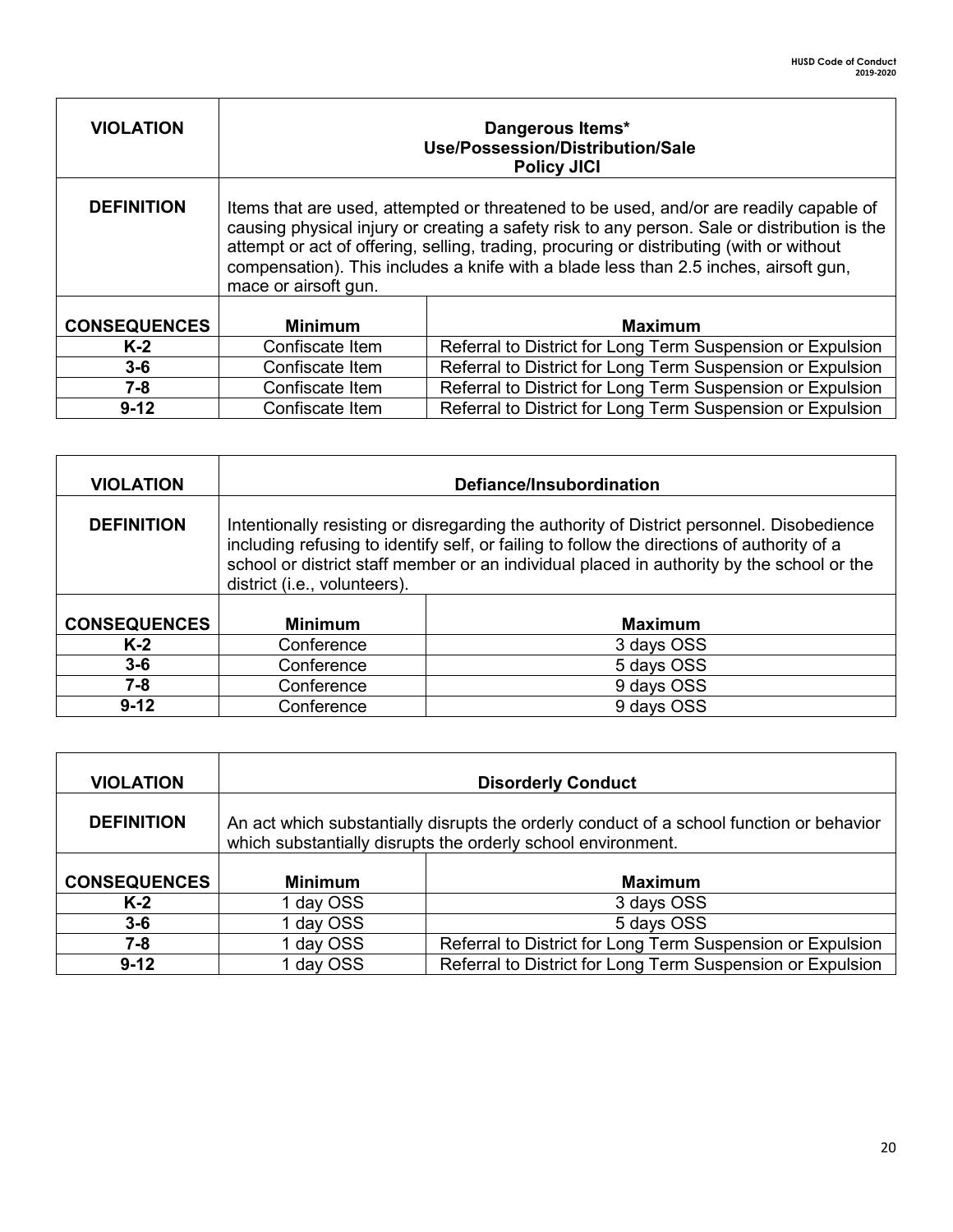| VIOLATION | Dangerous Items*<br>Use/Possession/Distribution/Sale<br>Policy JICI | |
|---|---|---|
| **DEFINITION** | Items that are used, attempted or threatened to be used, and/or are readily capable of causing physical injury or creating a safety risk to any person. Sale or distribution is the attempt or act of offering, selling, trading, procuring or distributing (with or without compensation). This includes a knife with a blade less than 2.5 inches, airsoft gun, mace or airsoft gun. | |
| **CONSEQUENCES** | **Minimum** | **Maximum** |
| **K-2** | Confiscate Item | Referral to District for Long Term Suspension or Expulsion |
| **3-6** | Confiscate Item | Referral to District for Long Term Suspension or Expulsion |
| **7-8** | Confiscate Item | Referral to District for Long Term Suspension or Expulsion |
| **9-12** | Confiscate Item | Referral to District for Long Term Suspension or Expulsion |

| VIOLATION | Defiance/Insubordination | |
|---|---|---|
| **DEFINITION** | Intentionally resisting or disregarding the authority of District personnel. Disobedience including refusing to identify self, or failing to follow the directions of authority of a school or district staff member or an individual placed in authority by the school or the district (i.e., volunteers). | |
| **CONSEQUENCES** | **Minimum** | **Maximum** |
| **K-2** | Conference | 3 days OSS |
| **3-6** | Conference | 5 days OSS |
| **7-8** | Conference | 9 days OSS |
| **9-12** | Conference | 9 days OSS |

| VIOLATION | Disorderly Conduct | |
|---|---|---|
| **DEFINITION** | An act which substantially disrupts the orderly conduct of a school function or behavior which substantially disrupts the orderly school environment. | |
| **CONSEQUENCES** | **Minimum** | **Maximum** |
| **K-2** | 1 day OSS | 3 days OSS |
| **3-6** | 1 day OSS | 5 days OSS |
| **7-8** | 1 day OSS | Referral to District for Long Term Suspension or Expulsion |
| **9-12** | 1 day OSS | Referral to District for Long Term Suspension or Expulsion |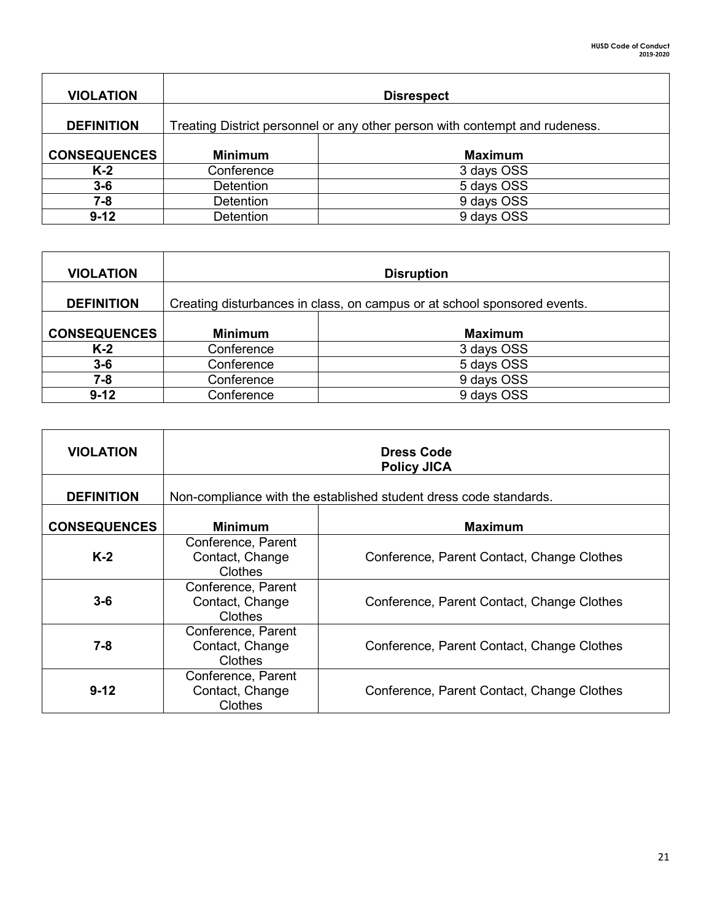| VIOLATION | Disrespect | |
|---|---|---|
| **DEFINITION** | Treating District personnel or any other person with contempt and rudeness. | |
| **CONSEQUENCES** | **Minimum** | **Maximum** |
| **K-2** | Conference | 3 days OSS |
| **3-6** | Detention | 5 days OSS |
| **7-8** | Detention | 9 days OSS |
| **9-12** | Detention | 9 days OSS |

| VIOLATION | Disruption | |
|---|---|---|
| **DEFINITION** | Creating disturbances in class, on campus or at school sponsored events. | |
| **CONSEQUENCES** | **Minimum** | **Maximum** |
| **K-2** | Conference | 3 days OSS |
| **3-6** | Conference | 5 days OSS |
| **7-8** | Conference | 9 days OSS |
| **9-12** | Conference | 9 days OSS |

| VIOLATION | Dress Code Policy JICA | |
|---|---|---|
| **DEFINITION** | Non-compliance with the established student dress code standards. | |
| **CONSEQUENCES** | **Minimum** | **Maximum** |
| **K-2** | Conference, Parent Contact, Change Clothes | Conference, Parent Contact, Change Clothes |
| **3-6** | Conference, Parent Contact, Change Clothes | Conference, Parent Contact, Change Clothes |
| **7-8** | Conference, Parent Contact, Change Clothes | Conference, Parent Contact, Change Clothes |
| **9-12** | Conference, Parent Contact, Change Clothes | Conference, Parent Contact, Change Clothes |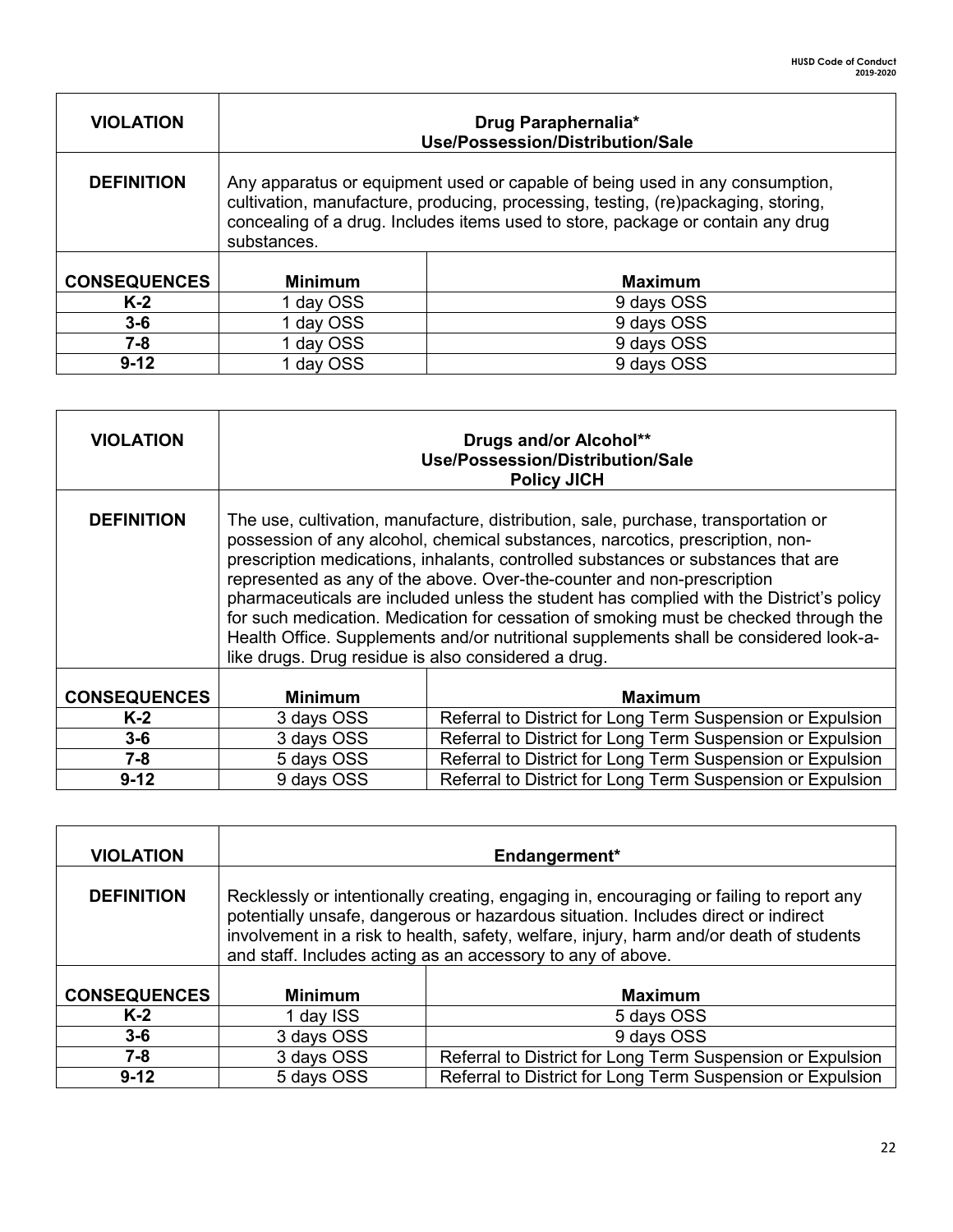| VIOLATION | Drug Paraphernalia*<br>Use/Possession/Distribution/Sale |
|---|---|
| **DEFINITION** | Any apparatus or equipment used or capable of being used in any consumption, cultivation, manufacture, producing, processing, testing, (re)packaging, storing, concealing of a drug. Includes items used to store, package or contain any drug substances. |

| CONSEQUENCES | Minimum | Maximum |
|---|---|---|
| **K-2** | 1 day OSS | 9 days OSS |
| **3-6** | 1 day OSS | 9 days OSS |
| **7-8** | 1 day OSS | 9 days OSS |
| **9-12** | 1 day OSS | 9 days OSS |

| VIOLATION | Drugs and/or Alcohol**<br>Use/Possession/Distribution/Sale<br>Policy JICH |
|---|---|
| **DEFINITION** | The use, cultivation, manufacture, distribution, sale, purchase, transportation or possession of any alcohol, chemical substances, narcotics, prescription, non-prescription medications, inhalants, controlled substances or substances that are represented as any of the above. Over-the-counter and non-prescription pharmaceuticals are included unless the student has complied with the District's policy for such medication. Medication for cessation of smoking must be checked through the Health Office. Supplements and/or nutritional supplements shall be considered look-a-like drugs. Drug residue is also considered a drug. |

| CONSEQUENCES | Minimum | Maximum |
|---|---|---|
| **K-2** | 3 days OSS | Referral to District for Long Term Suspension or Expulsion |
| **3-6** | 3 days OSS | Referral to District for Long Term Suspension or Expulsion |
| **7-8** | 5 days OSS | Referral to District for Long Term Suspension or Expulsion |
| **9-12** | 9 days OSS | Referral to District for Long Term Suspension or Expulsion |

| VIOLATION | Endangerment* |
|---|---|
| **DEFINITION** | Recklessly or intentionally creating, engaging in, encouraging or failing to report any potentially unsafe, dangerous or hazardous situation. Includes direct or indirect involvement in a risk to health, safety, welfare, injury, harm and/or death of students and staff. Includes acting as an accessory to any of above. |

| CONSEQUENCES | Minimum | Maximum |
|---|---|---|
| **K-2** | 1 day ISS | 5 days OSS |
| **3-6** | 3 days OSS | 9 days OSS |
| **7-8** | 3 days OSS | Referral to District for Long Term Suspension or Expulsion |
| **9-12** | 5 days OSS | Referral to District for Long Term Suspension or Expulsion |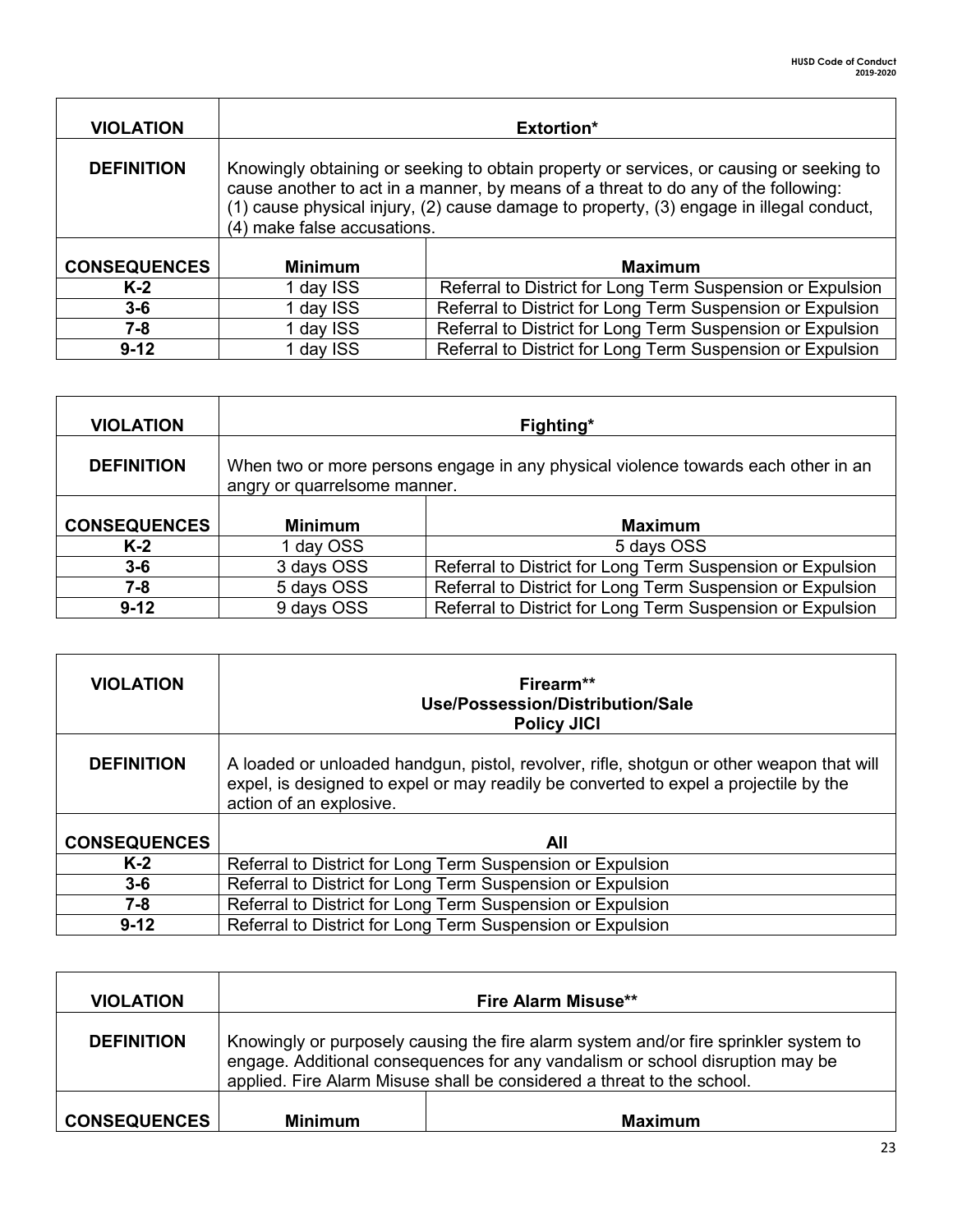| VIOLATION | Extortion* | |
|---|---|---|
| DEFINITION | Knowingly obtaining or seeking to obtain property or services, or causing or seeking to cause another to act in a manner, by means of a threat to do any of the following: (1) cause physical injury, (2) cause damage to property, (3) engage in illegal conduct, (4) make false accusations. | |
| CONSEQUENCES | Minimum | Maximum |
| K-2 | 1 day ISS | Referral to District for Long Term Suspension or Expulsion |
| 3-6 | 1 day ISS | Referral to District for Long Term Suspension or Expulsion |
| 7-8 | 1 day ISS | Referral to District for Long Term Suspension or Expulsion |
| 9-12 | 1 day ISS | Referral to District for Long Term Suspension or Expulsion |

| VIOLATION | Fighting* | |
|---|---|---|
| DEFINITION | When two or more persons engage in any physical violence towards each other in an angry or quarrelsome manner. | |
| CONSEQUENCES | Minimum | Maximum |
| K-2 | 1 day OSS | 5 days OSS |
| 3-6 | 3 days OSS | Referral to District for Long Term Suspension or Expulsion |
| 7-8 | 5 days OSS | Referral to District for Long Term Suspension or Expulsion |
| 9-12 | 9 days OSS | Referral to District for Long Term Suspension or Expulsion |

| VIOLATION | Firearm** Use/Possession/Distribution/Sale Policy JICI |
|---|---|
| DEFINITION | A loaded or unloaded handgun, pistol, revolver, rifle, shotgun or other weapon that will expel, is designed to expel or may readily be converted to expel a projectile by the action of an explosive. |
| CONSEQUENCES | All |
| K-2 | Referral to District for Long Term Suspension or Expulsion |
| 3-6 | Referral to District for Long Term Suspension or Expulsion |
| 7-8 | Referral to District for Long Term Suspension or Expulsion |
| 9-12 | Referral to District for Long Term Suspension or Expulsion |

| VIOLATION | Fire Alarm Misuse** | |
|---|---|---|
| DEFINITION | Knowingly or purposely causing the fire alarm system and/or fire sprinkler system to engage. Additional consequences for any vandalism or school disruption may be applied. Fire Alarm Misuse shall be considered a threat to the school. | |
| CONSEQUENCES | Minimum | Maximum |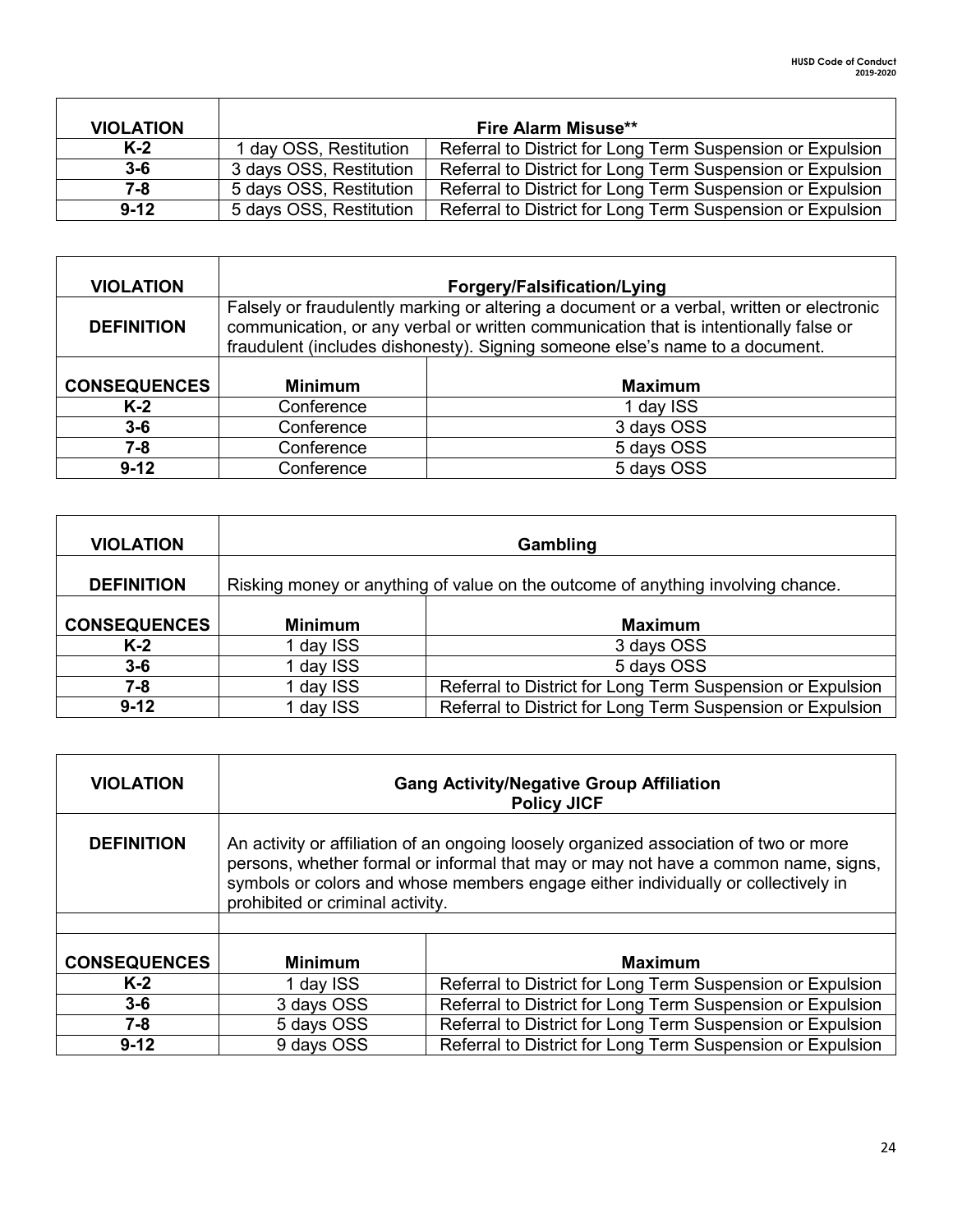| VIOLATION | Fire Alarm Misuse** | |
|---|---|---|
| K-2 | 1 day OSS, Restitution | Referral to District for Long Term Suspension or Expulsion |
| 3-6 | 3 days OSS, Restitution | Referral to District for Long Term Suspension or Expulsion |
| 7-8 | 5 days OSS, Restitution | Referral to District for Long Term Suspension or Expulsion |
| 9-12 | 5 days OSS, Restitution | Referral to District for Long Term Suspension or Expulsion |

| VIOLATION | Forgery/Falsification/Lying | |
|---|---|---|
| DEFINITION | Falsely or fraudulently marking or altering a document or a verbal, written or electronic communication, or any verbal or written communication that is intentionally false or fraudulent (includes dishonesty). Signing someone else's name to a document. | |
| CONSEQUENCES | Minimum | Maximum |
| K-2 | Conference | 1 day ISS |
| 3-6 | Conference | 3 days OSS |
| 7-8 | Conference | 5 days OSS |
| 9-12 | Conference | 5 days OSS |

| VIOLATION | Gambling | |
|---|---|---|
| DEFINITION | Risking money or anything of value on the outcome of anything involving chance. | |
| CONSEQUENCES | Minimum | Maximum |
| K-2 | 1 day ISS | 3 days OSS |
| 3-6 | 1 day ISS | 5 days OSS |
| 7-8 | 1 day ISS | Referral to District for Long Term Suspension or Expulsion |
| 9-12 | 1 day ISS | Referral to District for Long Term Suspension or Expulsion |

| VIOLATION | Gang Activity/Negative Group Affiliation Policy JICF | |
|---|---|---|
| DEFINITION | An activity or affiliation of an ongoing loosely organized association of two or more persons, whether formal or informal that may or may not have a common name, signs, symbols or colors and whose members engage either individually or collectively in prohibited or criminal activity. | |
| | | |
| CONSEQUENCES | Minimum | Maximum |
| K-2 | 1 day ISS | Referral to District for Long Term Suspension or Expulsion |
| 3-6 | 3 days OSS | Referral to District for Long Term Suspension or Expulsion |
| 7-8 | 5 days OSS | Referral to District for Long Term Suspension or Expulsion |
| 9-12 | 9 days OSS | Referral to District for Long Term Suspension or Expulsion |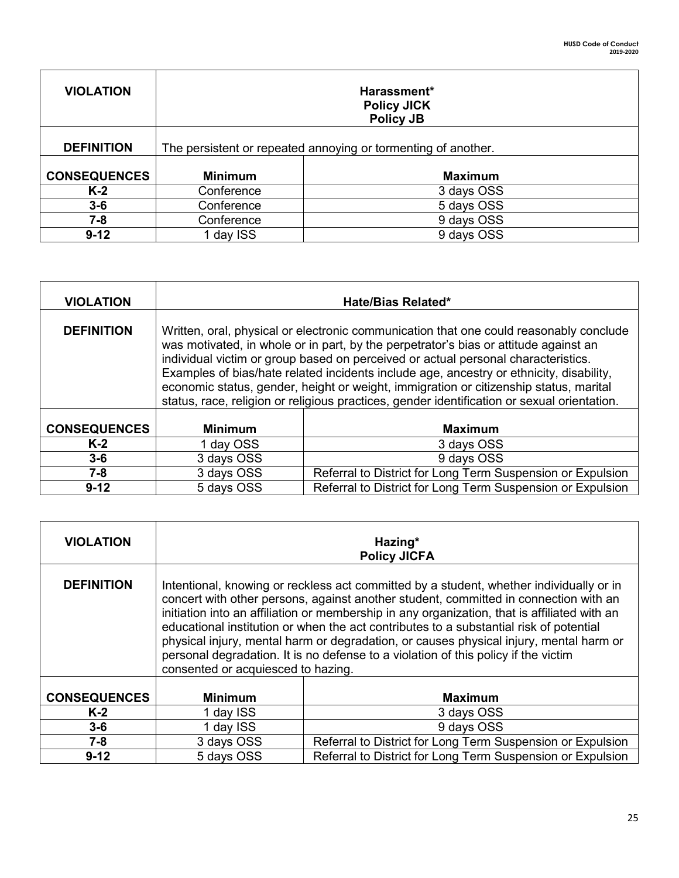| VIOLATION | Harassment*<br>Policy JICK<br>Policy JB | |
|---|---|---|
| DEFINITION | The persistent or repeated annoying or tormenting of another. | |
| CONSEQUENCES | Minimum | Maximum |
| K-2 | Conference | 3 days OSS |
| 3-6 | Conference | 5 days OSS |
| 7-8 | Conference | 9 days OSS |
| 9-12 | 1 day ISS | 9 days OSS |

| VIOLATION | Hate/Bias Related* | |
|---|---|---|
| DEFINITION | Written, oral, physical or electronic communication that one could reasonably conclude was motivated, in whole or in part, by the perpetrator's bias or attitude against an individual victim or group based on perceived or actual personal characteristics. Examples of bias/hate related incidents include age, ancestry or ethnicity, disability, economic status, gender, height or weight, immigration or citizenship status, marital status, race, religion or religious practices, gender identification or sexual orientation. | |
| CONSEQUENCES | Minimum | Maximum |
| K-2 | 1 day OSS | 3 days OSS |
| 3-6 | 3 days OSS | 9 days OSS |
| 7-8 | 3 days OSS | Referral to District for Long Term Suspension or Expulsion |
| 9-12 | 5 days OSS | Referral to District for Long Term Suspension or Expulsion |

| VIOLATION | Hazing*<br>Policy JICFA | |
|---|---|---|
| DEFINITION | Intentional, knowing or reckless act committed by a student, whether individually or in concert with other persons, against another student, committed in connection with an initiation into an affiliation or membership in any organization, that is affiliated with an educational institution or when the act contributes to a substantial risk of potential physical injury, mental harm or degradation, or causes physical injury, mental harm or personal degradation. It is no defense to a violation of this policy if the victim consented or acquiesced to hazing. | |
| CONSEQUENCES | Minimum | Maximum |
| K-2 | 1 day ISS | 3 days OSS |
| 3-6 | 1 day ISS | 9 days OSS |
| 7-8 | 3 days OSS | Referral to District for Long Term Suspension or Expulsion |
| 9-12 | 5 days OSS | Referral to District for Long Term Suspension or Expulsion |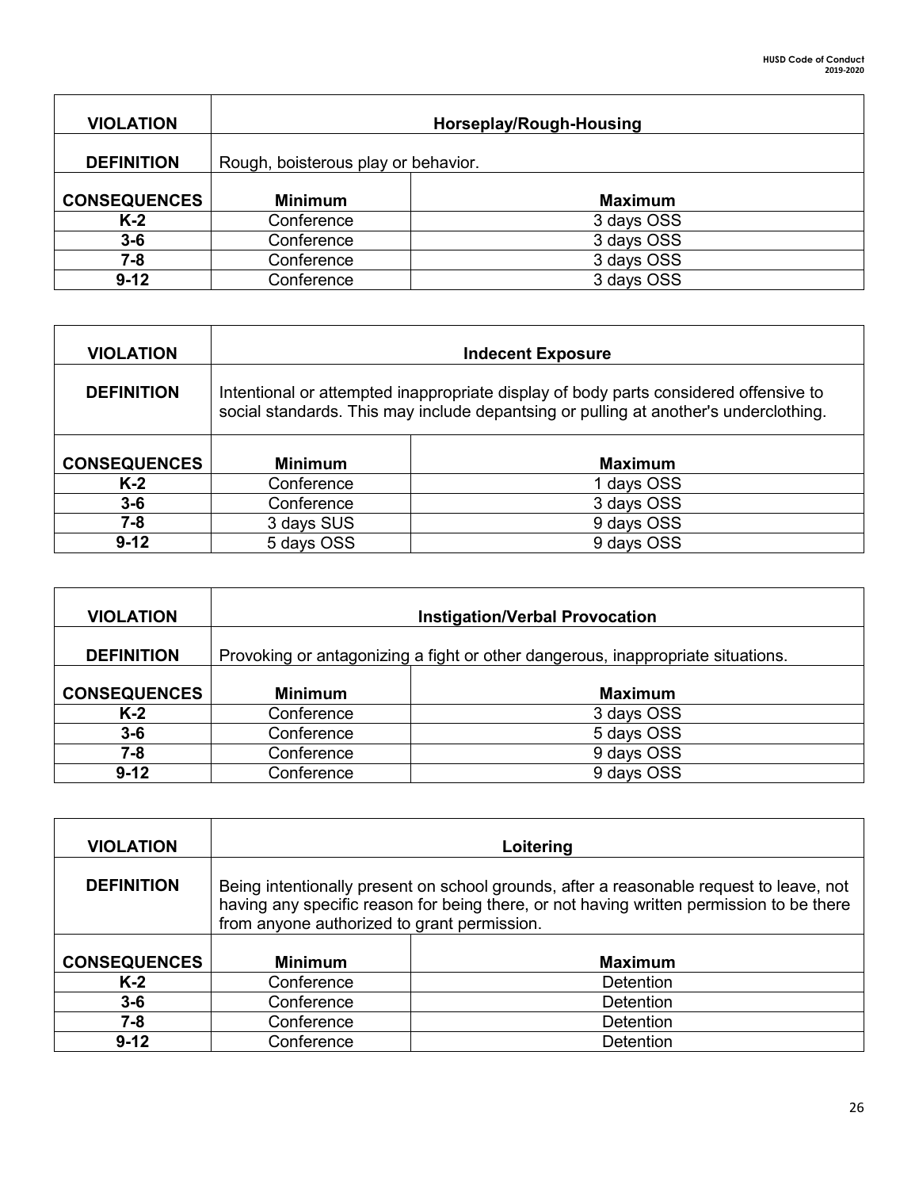| VIOLATION | Horseplay/Rough-Housing | |
|---|---|---|
| **DEFINITION** | Rough, boisterous play or behavior. | |
| **CONSEQUENCES** | **Minimum** | **Maximum** |
| **K-2** | Conference | 3 days OSS |
| **3-6** | Conference | 3 days OSS |
| **7-8** | Conference | 3 days OSS |
| **9-12** | Conference | 3 days OSS |

| VIOLATION | Indecent Exposure | |
|---|---|---|
| **DEFINITION** | Intentional or attempted inappropriate display of body parts considered offensive to social standards. This may include depantsing or pulling at another's underclothing. | |
| **CONSEQUENCES** | **Minimum** | **Maximum** |
| **K-2** | Conference | 1 days OSS |
| **3-6** | Conference | 3 days OSS |
| **7-8** | 3 days SUS | 9 days OSS |
| **9-12** | 5 days OSS | 9 days OSS |

| VIOLATION | Instigation/Verbal Provocation | |
|---|---|---|
| **DEFINITION** | Provoking or antagonizing a fight or other dangerous, inappropriate situations. | |
| **CONSEQUENCES** | **Minimum** | **Maximum** |
| **K-2** | Conference | 3 days OSS |
| **3-6** | Conference | 5 days OSS |
| **7-8** | Conference | 9 days OSS |
| **9-12** | Conference | 9 days OSS |

| VIOLATION | Loitering | |
|---|---|---|
| **DEFINITION** | Being intentionally present on school grounds, after a reasonable request to leave, not having any specific reason for being there, or not having written permission to be there from anyone authorized to grant permission. | |
| **CONSEQUENCES** | **Minimum** | **Maximum** |
| **K-2** | Conference | Detention |
| **3-6** | Conference | Detention |
| **7-8** | Conference | Detention |
| **9-12** | Conference | Detention |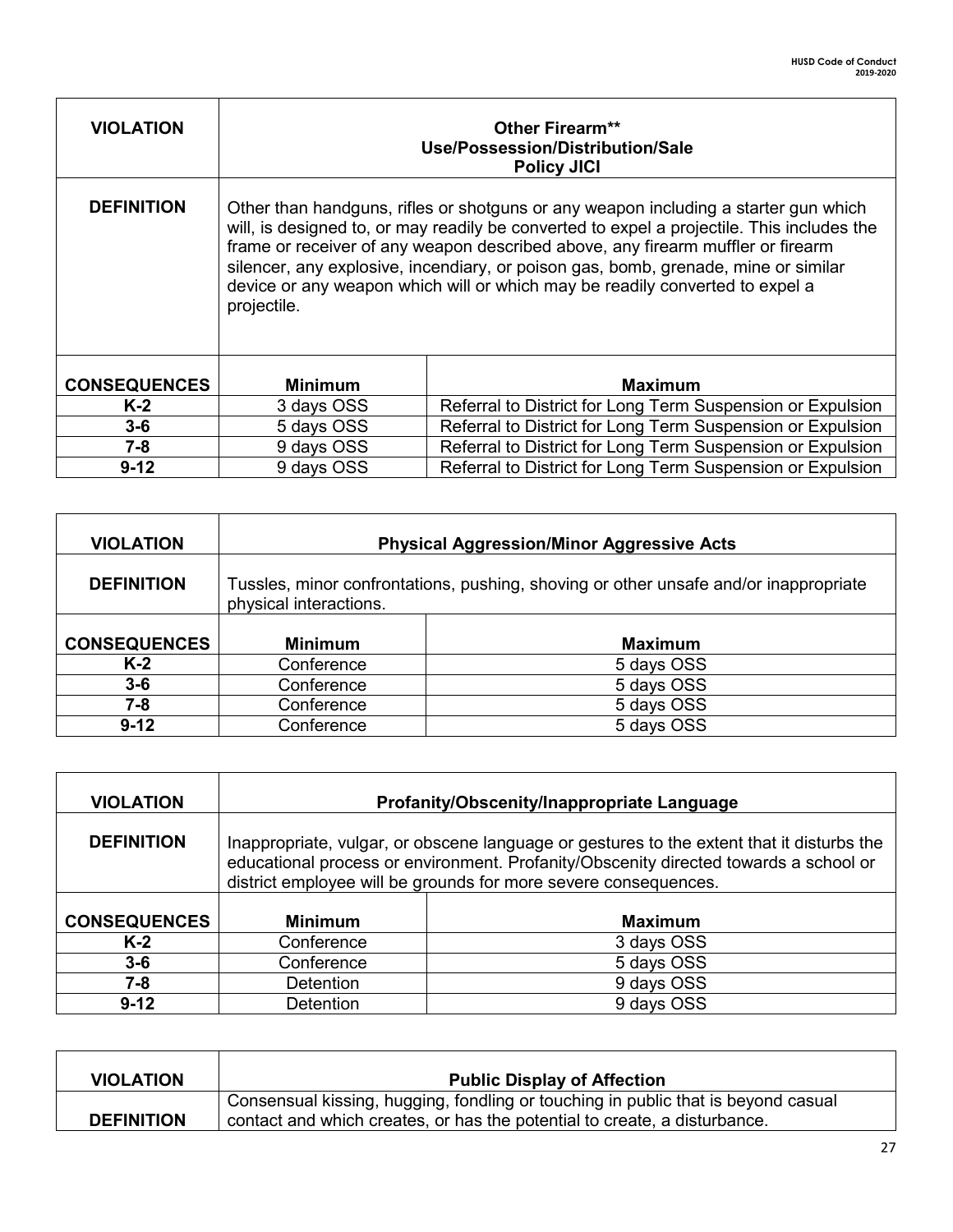| VIOLATION | Other Firearm** Use/Possession/Distribution/Sale Policy JICI | |
|---|---|---|
| DEFINITION | Other than handguns, rifles or shotguns or any weapon including a starter gun which will, is designed to, or may readily be converted to expel a projectile. This includes the frame or receiver of any weapon described above, any firearm muffler or firearm silencer, any explosive, incendiary, or poison gas, bomb, grenade, mine or similar device or any weapon which will or which may be readily converted to expel a projectile. | |
| CONSEQUENCES | Minimum | Maximum |
| K-2 | 3 days OSS | Referral to District for Long Term Suspension or Expulsion |
| 3-6 | 5 days OSS | Referral to District for Long Term Suspension or Expulsion |
| 7-8 | 9 days OSS | Referral to District for Long Term Suspension or Expulsion |
| 9-12 | 9 days OSS | Referral to District for Long Term Suspension or Expulsion |

| VIOLATION | Physical Aggression/Minor Aggressive Acts | |
|---|---|---|
| DEFINITION | Tussles, minor confrontations, pushing, shoving or other unsafe and/or inappropriate physical interactions. | |
| CONSEQUENCES | Minimum | Maximum |
| K-2 | Conference | 5 days OSS |
| 3-6 | Conference | 5 days OSS |
| 7-8 | Conference | 5 days OSS |
| 9-12 | Conference | 5 days OSS |

| VIOLATION | Profanity/Obscenity/Inappropriate Language | |
|---|---|---|
| DEFINITION | Inappropriate, vulgar, or obscene language or gestures to the extent that it disturbs the educational process or environment. Profanity/Obscenity directed towards a school or district employee will be grounds for more severe consequences. | |
| CONSEQUENCES | Minimum | Maximum |
| K-2 | Conference | 3 days OSS |
| 3-6 | Conference | 5 days OSS |
| 7-8 | Detention | 9 days OSS |
| 9-12 | Detention | 9 days OSS |

| VIOLATION | Public Display of Affection |
|---|---|
| DEFINITION | Consensual kissing, hugging, fondling or touching in public that is beyond casual contact and which creates, or has the potential to create, a disturbance. |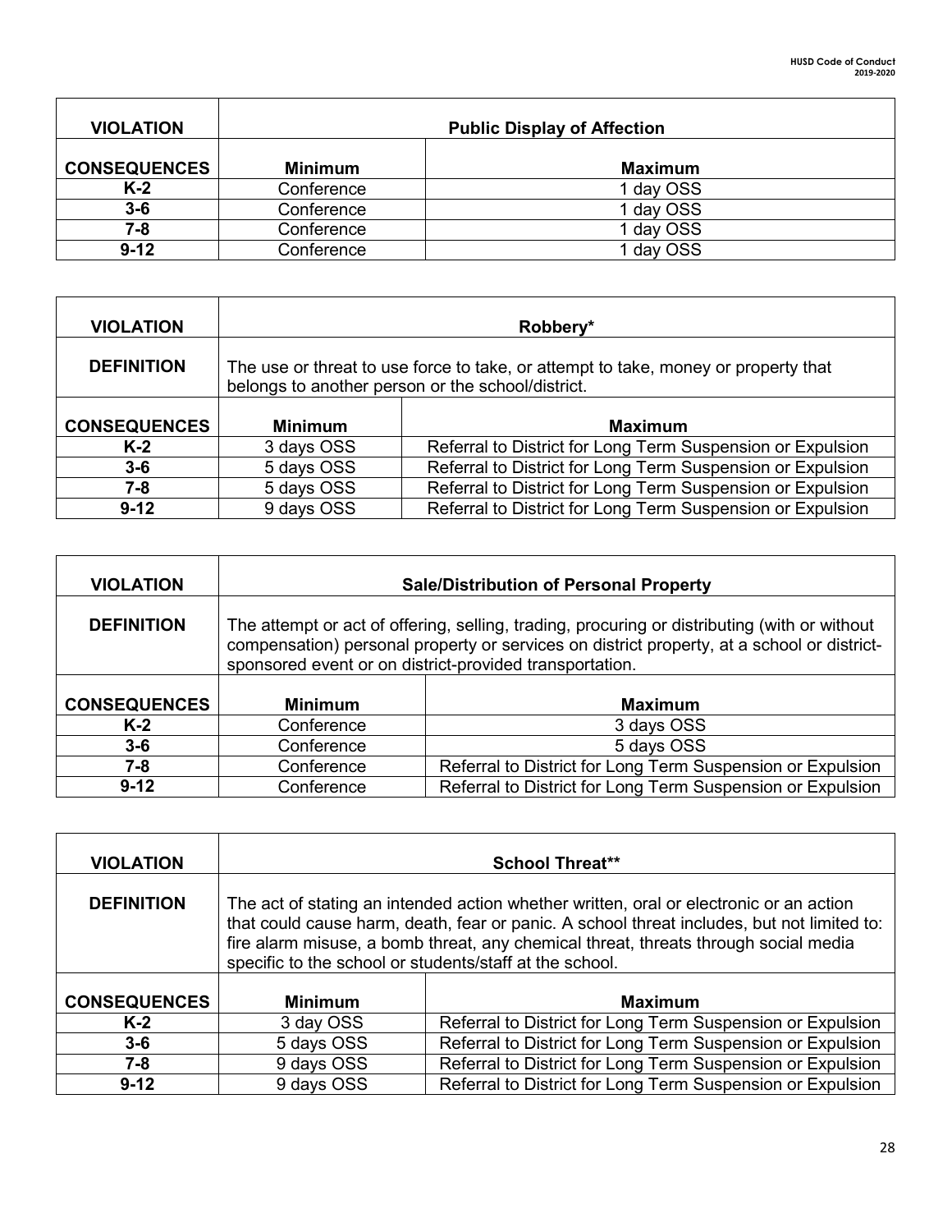| VIOLATION | Public Display of Affection | |
|---|---|---|
| **CONSEQUENCES** | **Minimum** | **Maximum** |
| **K-2** | Conference | 1 day OSS |
| **3-6** | Conference | 1 day OSS |
| **7-8** | Conference | 1 day OSS |
| **9-12** | Conference | 1 day OSS |

| VIOLATION | Robbery* | |
|---|---|---|
| **DEFINITION** | The use or threat to use force to take, or attempt to take, money or property that belongs to another person or the school/district. | |
| **CONSEQUENCES** | **Minimum** | **Maximum** |
| **K-2** | 3 days OSS | Referral to District for Long Term Suspension or Expulsion |
| **3-6** | 5 days OSS | Referral to District for Long Term Suspension or Expulsion |
| **7-8** | 5 days OSS | Referral to District for Long Term Suspension or Expulsion |
| **9-12** | 9 days OSS | Referral to District for Long Term Suspension or Expulsion |

| VIOLATION | Sale/Distribution of Personal Property | |
|---|---|---|
| **DEFINITION** | The attempt or act of offering, selling, trading, procuring or distributing (with or without compensation) personal property or services on district property, at a school or district-sponsored event or on district-provided transportation. | |
| **CONSEQUENCES** | **Minimum** | **Maximum** |
| **K-2** | Conference | 3 days OSS |
| **3-6** | Conference | 5 days OSS |
| **7-8** | Conference | Referral to District for Long Term Suspension or Expulsion |
| **9-12** | Conference | Referral to District for Long Term Suspension or Expulsion |

| VIOLATION | School Threat** | |
|---|---|---|
| **DEFINITION** | The act of stating an intended action whether written, oral or electronic or an action that could cause harm, death, fear or panic. A school threat includes, but not limited to: fire alarm misuse, a bomb threat, any chemical threat, threats through social media specific to the school or students/staff at the school. | |
| **CONSEQUENCES** | **Minimum** | **Maximum** |
| **K-2** | 3 day OSS | Referral to District for Long Term Suspension or Expulsion |
| **3-6** | 5 days OSS | Referral to District for Long Term Suspension or Expulsion |
| **7-8** | 9 days OSS | Referral to District for Long Term Suspension or Expulsion |
| **9-12** | 9 days OSS | Referral to District for Long Term Suspension or Expulsion |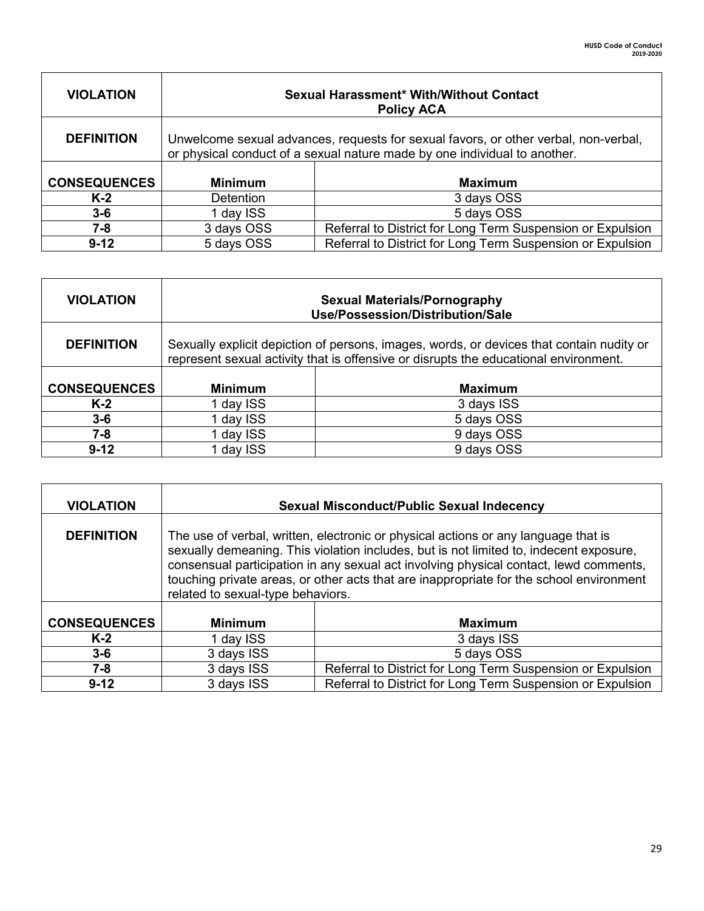| VIOLATION | Sexual Harassment* With/Without Contact<br>Policy ACA | |
|---|---|---|
| **DEFINITION** | Unwelcome sexual advances, requests for sexual favors, or other verbal, non-verbal, or physical conduct of a sexual nature made by one individual to another. | |
| **CONSEQUENCES** | **Minimum** | **Maximum** |
| **K-2** | Detention | 3 days OSS |
| **3-6** | 1 day ISS | 5 days OSS |
| **7-8** | 3 days OSS | Referral to District for Long Term Suspension or Expulsion |
| **9-12** | 5 days OSS | Referral to District for Long Term Suspension or Expulsion |

| VIOLATION | Sexual Materials/Pornography<br>Use/Possession/Distribution/Sale | |
|---|---|---|
| **DEFINITION** | Sexually explicit depiction of persons, images, words, or devices that contain nudity or represent sexual activity that is offensive or disrupts the educational environment. | |
| **CONSEQUENCES** | **Minimum** | **Maximum** |
| **K-2** | 1 day ISS | 3 days ISS |
| **3-6** | 1 day ISS | 5 days OSS |
| **7-8** | 1 day ISS | 9 days OSS |
| **9-12** | 1 day ISS | 9 days OSS |

| VIOLATION | Sexual Misconduct/Public Sexual Indecency | |
|---|---|---|
| **DEFINITION** | The use of verbal, written, electronic or physical actions or any language that is sexually demeaning. This violation includes, but is not limited to, indecent exposure, consensual participation in any sexual act involving physical contact, lewd comments, touching private areas, or other acts that are inappropriate for the school environment related to sexual-type behaviors. | |
| **CONSEQUENCES** | **Minimum** | **Maximum** |
| **K-2** | 1 day ISS | 3 days ISS |
| **3-6** | 3 days ISS | 5 days OSS |
| **7-8** | 3 days ISS | Referral to District for Long Term Suspension or Expulsion |
| **9-12** | 3 days ISS | Referral to District for Long Term Suspension or Expulsion |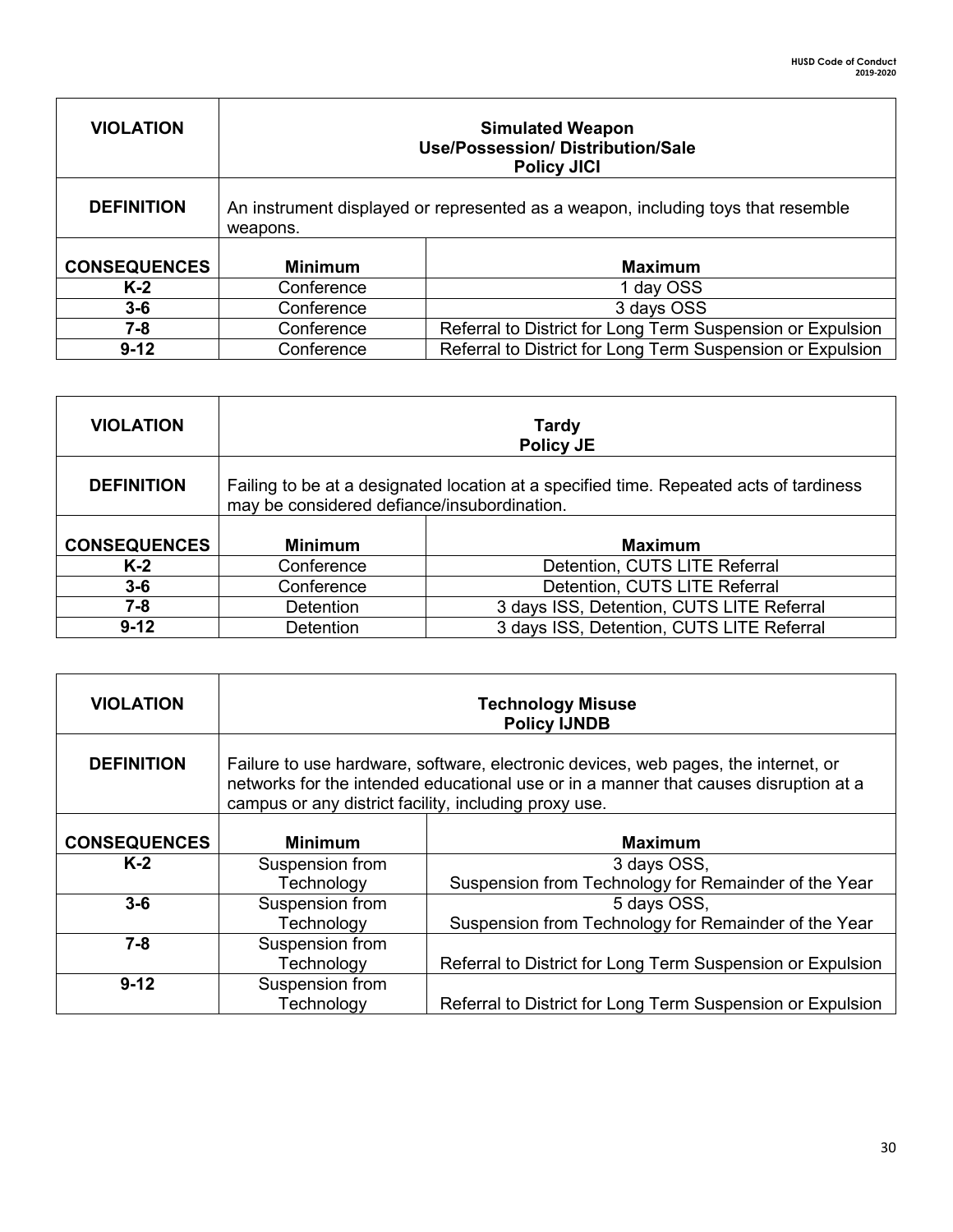| VIOLATION | Simulated Weapon Use/Possession/ Distribution/Sale Policy JICI | |
|---|---|---|
| DEFINITION | An instrument displayed or represented as a weapon, including toys that resemble weapons. | |
| CONSEQUENCES | Minimum | Maximum |
| K-2 | Conference | 1 day OSS |
| 3-6 | Conference | 3 days OSS |
| 7-8 | Conference | Referral to District for Long Term Suspension or Expulsion |
| 9-12 | Conference | Referral to District for Long Term Suspension or Expulsion |

| VIOLATION | Tardy Policy JE | |
|---|---|---|
| DEFINITION | Failing to be at a designated location at a specified time. Repeated acts of tardiness may be considered defiance/insubordination. | |
| CONSEQUENCES | Minimum | Maximum |
| K-2 | Conference | Detention, CUTS LITE Referral |
| 3-6 | Conference | Detention, CUTS LITE Referral |
| 7-8 | Detention | 3 days ISS, Detention, CUTS LITE Referral |
| 9-12 | Detention | 3 days ISS, Detention, CUTS LITE Referral |

| VIOLATION | Technology Misuse Policy IJNDB | |
|---|---|---|
| DEFINITION | Failure to use hardware, software, electronic devices, web pages, the internet, or networks for the intended educational use or in a manner that causes disruption at a campus or any district facility, including proxy use. | |
| CONSEQUENCES | Minimum | Maximum |
| K-2 | Suspension from Technology | 3 days OSS, Suspension from Technology for Remainder of the Year |
| 3-6 | Suspension from Technology | 5 days OSS, Suspension from Technology for Remainder of the Year |
| 7-8 | Suspension from Technology | Referral to District for Long Term Suspension or Expulsion |
| 9-12 | Suspension from Technology | Referral to District for Long Term Suspension or Expulsion |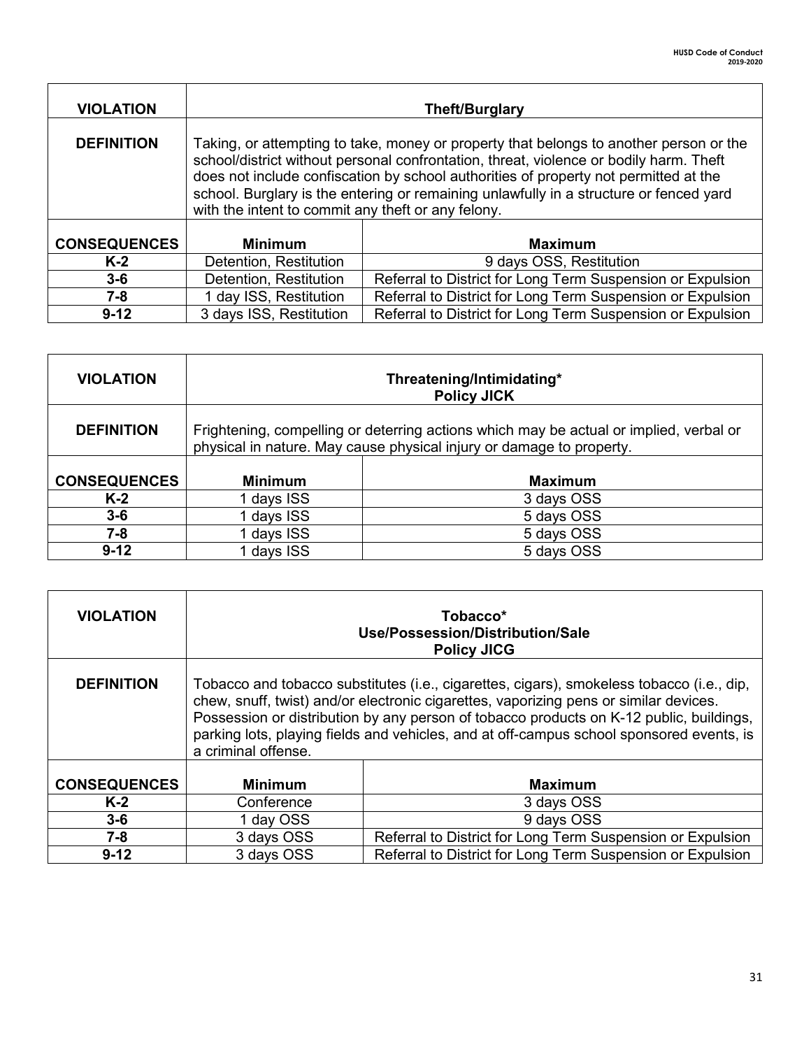| VIOLATION | Theft/Burglary | |
|---|---|---|
| DEFINITION | Taking, or attempting to take, money or property that belongs to another person or the school/district without personal confrontation, threat, violence or bodily harm. Theft does not include confiscation by school authorities of property not permitted at the school. Burglary is the entering or remaining unlawfully in a structure or fenced yard with the intent to commit any theft or any felony. | |
| CONSEQUENCES | Minimum | Maximum |
| K-2 | Detention, Restitution | 9 days OSS, Restitution |
| 3-6 | Detention, Restitution | Referral to District for Long Term Suspension or Expulsion |
| 7-8 | 1 day ISS, Restitution | Referral to District for Long Term Suspension or Expulsion |
| 9-12 | 3 days ISS, Restitution | Referral to District for Long Term Suspension or Expulsion |

| VIOLATION | Threatening/Intimidating* Policy JICK | |
|---|---|---|
| DEFINITION | Frightening, compelling or deterring actions which may be actual or implied, verbal or physical in nature. May cause physical injury or damage to property. | |
| CONSEQUENCES | Minimum | Maximum |
| K-2 | 1 days ISS | 3 days OSS |
| 3-6 | 1 days ISS | 5 days OSS |
| 7-8 | 1 days ISS | 5 days OSS |
| 9-12 | 1 days ISS | 5 days OSS |

| VIOLATION | Tobacco* Use/Possession/Distribution/Sale Policy JICG | |
|---|---|---|
| DEFINITION | Tobacco and tobacco substitutes (i.e., cigarettes, cigars), smokeless tobacco (i.e., dip, chew, snuff, twist) and/or electronic cigarettes, vaporizing pens or similar devices. Possession or distribution by any person of tobacco products on K-12 public, buildings, parking lots, playing fields and vehicles, and at off-campus school sponsored events, is a criminal offense. | |
| CONSEQUENCES | Minimum | Maximum |
| K-2 | Conference | 3 days OSS |
| 3-6 | 1 day OSS | 9 days OSS |
| 7-8 | 3 days OSS | Referral to District for Long Term Suspension or Expulsion |
| 9-12 | 3 days OSS | Referral to District for Long Term Suspension or Expulsion |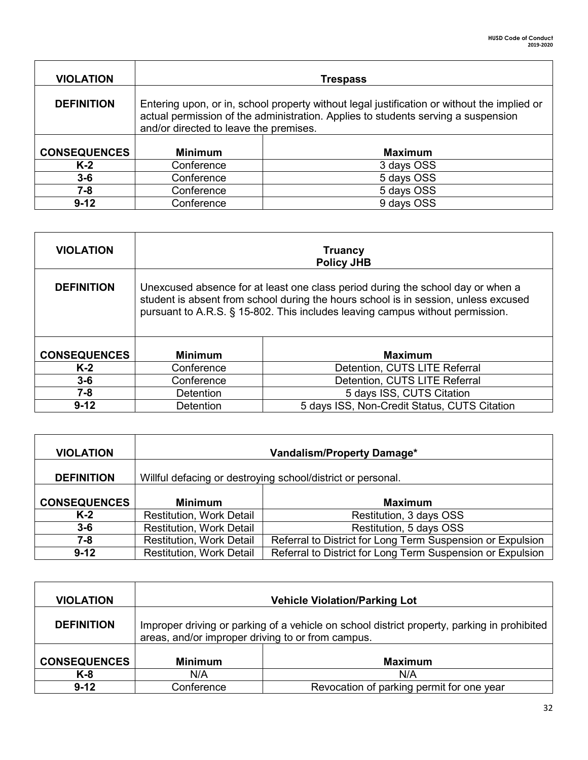| VIOLATION | Trespass | |
|---|---|---|
| DEFINITION | Entering upon, or in, school property without legal justification or without the implied or actual permission of the administration. Applies to students serving a suspension and/or directed to leave the premises. | |
| CONSEQUENCES | Minimum | Maximum |
| K-2 | Conference | 3 days OSS |
| 3-6 | Conference | 5 days OSS |
| 7-8 | Conference | 5 days OSS |
| 9-12 | Conference | 9 days OSS |

| VIOLATION | Truancy<br>Policy JHB | |
|---|---|---|
| DEFINITION | Unexcused absence for at least one class period during the school day or when a student is absent from school during the hours school is in session, unless excused pursuant to A.R.S. § 15-802. This includes leaving campus without permission. | |
| CONSEQUENCES | Minimum | Maximum |
| K-2 | Conference | Detention, CUTS LITE Referral |
| 3-6 | Conference | Detention, CUTS LITE Referral |
| 7-8 | Detention | 5 days ISS, CUTS Citation |
| 9-12 | Detention | 5 days ISS, Non-Credit Status, CUTS Citation |

| VIOLATION | Vandalism/Property Damage* | |
|---|---|---|
| DEFINITION | Willful defacing or destroying school/district or personal. | |
| CONSEQUENCES | Minimum | Maximum |
| K-2 | Restitution, Work Detail | Restitution, 3 days OSS |
| 3-6 | Restitution, Work Detail | Restitution, 5 days OSS |
| 7-8 | Restitution, Work Detail | Referral to District for Long Term Suspension or Expulsion |
| 9-12 | Restitution, Work Detail | Referral to District for Long Term Suspension or Expulsion |

| VIOLATION | Vehicle Violation/Parking Lot | |
|---|---|---|
| DEFINITION | Improper driving or parking of a vehicle on school district property, parking in prohibited areas, and/or improper driving to or from campus. | |
| CONSEQUENCES | Minimum | Maximum |
| K-8 | N/A | N/A |
| 9-12 | Conference | Revocation of parking permit for one year |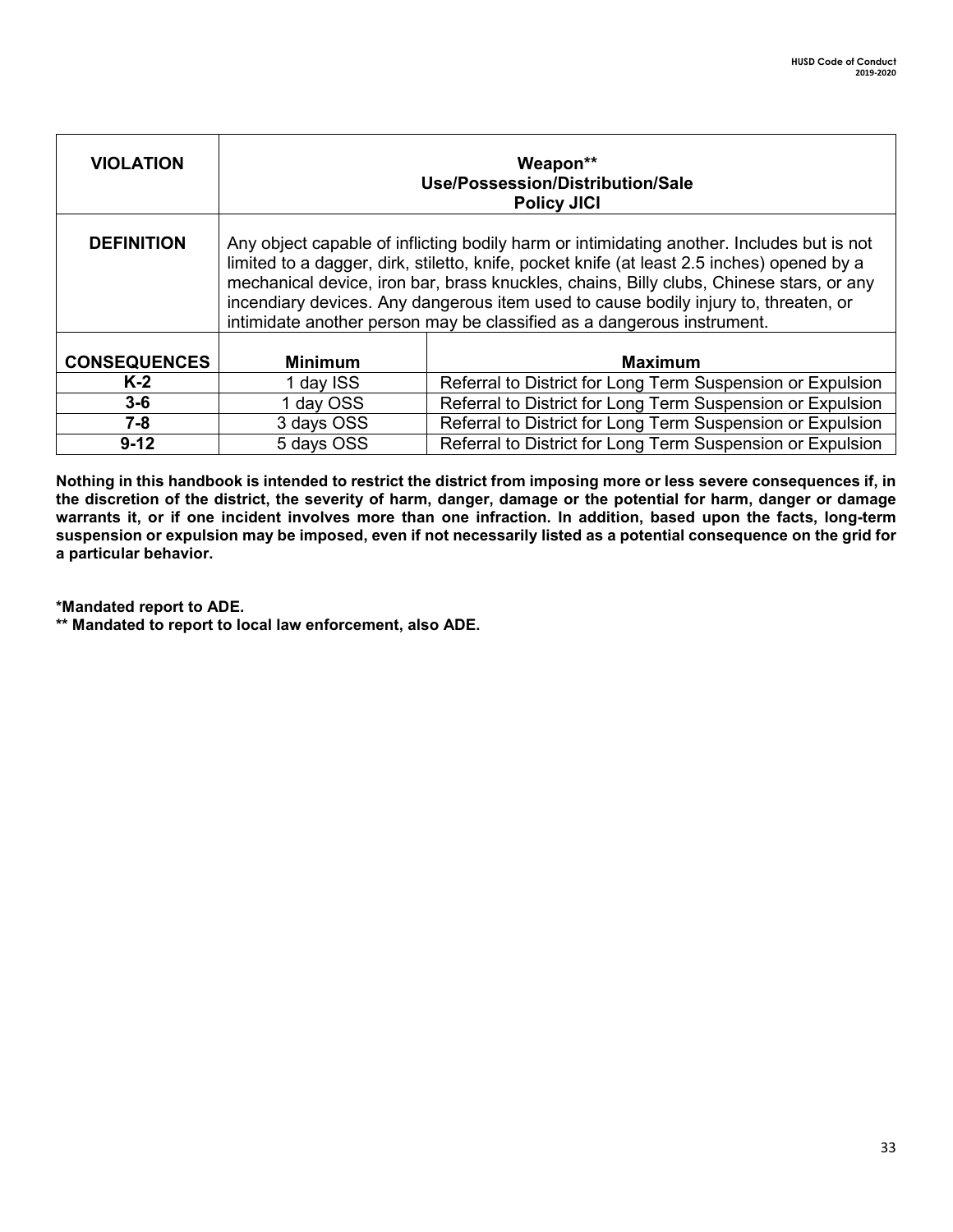| VIOLATION | Weapon** Use/Possession/Distribution/Sale Policy JICI | |
|---|---|---|
| DEFINITION | Any object capable of inflicting bodily harm or intimidating another. Includes but is not limited to a dagger, dirk, stiletto, knife, pocket knife (at least 2.5 inches) opened by a mechanical device, iron bar, brass knuckles, chains, Billy clubs, Chinese stars, or any incendiary devices. Any dangerous item used to cause bodily injury to, threaten, or intimidate another person may be classified as a dangerous instrument. | |
| **CONSEQUENCES** | **Minimum** | **Maximum** |
| **K-2** | 1 day ISS | Referral to District for Long Term Suspension or Expulsion |
| **3-6** | 1 day OSS | Referral to District for Long Term Suspension or Expulsion |
| **7-8** | 3 days OSS | Referral to District for Long Term Suspension or Expulsion |
| **9-12** | 5 days OSS | Referral to District for Long Term Suspension or Expulsion |

**Nothing in this handbook is intended to restrict the district from imposing more or less severe consequences if, in the discretion of the district, the severity of harm, danger, damage or the potential for harm, danger or damage warrants it, or if one incident involves more than one infraction. In addition, based upon the facts, long-term suspension or expulsion may be imposed, even if not necessarily listed as a potential consequence on the grid for a particular behavior.**

**\*Mandated report to ADE.**
**\*\* Mandated to report to local law enforcement, also ADE.**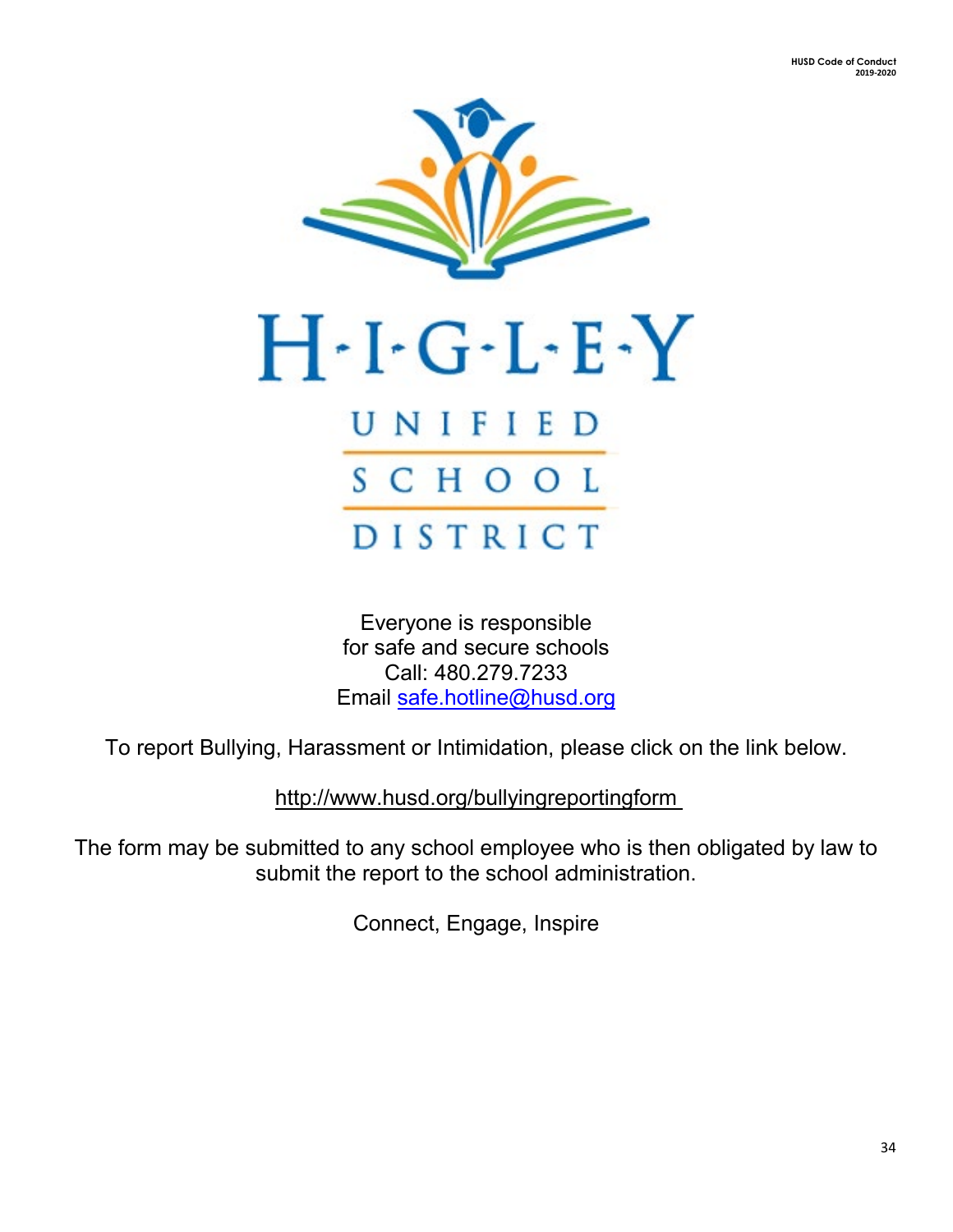HIGLEY UNIFIED SCHOOL DISTRICT

Everyone is responsible
for safe and secure schools
Call: 480.279.7233
Email safe.hotline@husd.org

To report Bullying, Harassment or Intimidation, please click on the link below.

http://www.husd.org/bullyingreportingform

The form may be submitted to any school employee who is then obligated by law to submit the report to the school administration.

Connect, Engage, Inspire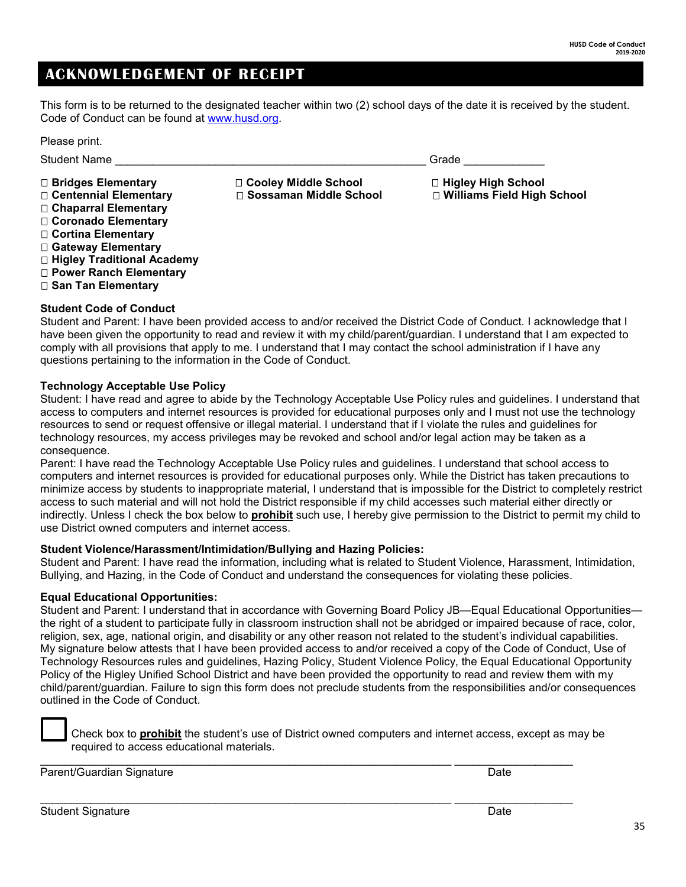# ACKNOWLEDGEMENT OF RECEIPT

This form is to be returned to the designated teacher within two (2) school days of the date it is received by the student. Code of Conduct can be found at www.husd.org.

Please print.

Student Name ___________________________________________________ Grade _____________

- ☐ **Bridges Elementary**
- ☐ **Centennial Elementary**
- ☐ **Chaparral Elementary**
- ☐ **Coronado Elementary**
- ☐ **Cortina Elementary**
- ☐ **Gateway Elementary**
- ☐ **Higley Traditional Academy**
- ☐ **Power Ranch Elementary**
- ☐ **San Tan Elementary**
- ☐ **Cooley Middle School**
- ☐ **Sossaman Middle School**
- ☐ **Higley High School**
- ☐ **Williams Field High School**

**Student Code of Conduct**

Student and Parent: I have been provided access to and/or received the District Code of Conduct. I acknowledge that I have been given the opportunity to read and review it with my child/parent/guardian. I understand that I am expected to comply with all provisions that apply to me. I understand that I may contact the school administration if I have any questions pertaining to the information in the Code of Conduct.

**Technology Acceptable Use Policy**

Student: I have read and agree to abide by the Technology Acceptable Use Policy rules and guidelines. I understand that access to computers and internet resources is provided for educational purposes only and I must not use the technology resources to send or request offensive or illegal material. I understand that if I violate the rules and guidelines for technology resources, my access privileges may be revoked and school and/or legal action may be taken as a consequence.

Parent: I have read the Technology Acceptable Use Policy rules and guidelines. I understand that school access to computers and internet resources is provided for educational purposes only. While the District has taken precautions to minimize access by students to inappropriate material, I understand that is impossible for the District to completely restrict access to such material and will not hold the District responsible if my child accesses such material either directly or indirectly. Unless I check the box below to **prohibit** such use, I hereby give permission to the District to permit my child to use District owned computers and internet access.

**Student Violence/Harassment/Intimidation/Bullying and Hazing Policies:**

Student and Parent: I have read the information, including what is related to Student Violence, Harassment, Intimidation, Bullying, and Hazing, in the Code of Conduct and understand the consequences for violating these policies.

**Equal Educational Opportunities:**

Student and Parent: I understand that in accordance with Governing Board Policy JB—Equal Educational Opportunities—the right of a student to participate fully in classroom instruction shall not be abridged or impaired because of race, color, religion, sex, age, national origin, and disability or any other reason not related to the student's individual capabilities.

My signature below attests that I have been provided access to and/or received a copy of the Code of Conduct, Use of Technology Resources rules and guidelines, Hazing Policy, Student Violence Policy, the Equal Educational Opportunity Policy of the Higley Unified School District and have been provided the opportunity to read and review them with my child/parent/guardian. Failure to sign this form does not preclude students from the responsibilities and/or consequences outlined in the Code of Conduct.

☐ Check box to **prohibit** the student's use of District owned computers and internet access, except as may be required to access educational materials.

_____________________________________________________________________ ____________________

Parent/Guardian Signature Date

_____________________________________________________________________ ____________________

Student Signature Date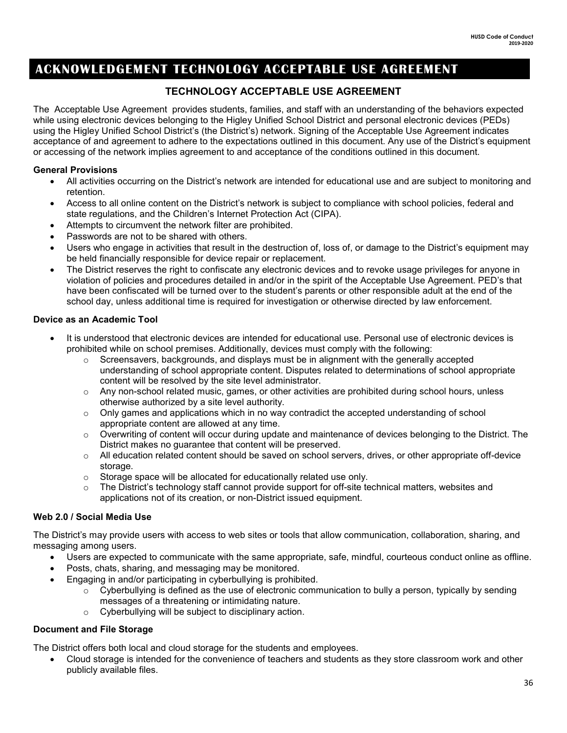# ACKNOWLEDGEMENT TECHNOLOGY ACCEPTABLE USE AGREEMENT

## TECHNOLOGY ACCEPTABLE USE AGREEMENT

The Acceptable Use Agreement provides students, families, and staff with an understanding of the behaviors expected while using electronic devices belonging to the Higley Unified School District and personal electronic devices (PEDs) using the Higley Unified School District's (the District's) network. Signing of the Acceptable Use Agreement indicates acceptance of and agreement to adhere to the expectations outlined in this document. Any use of the District's equipment or accessing of the network implies agreement to and acceptance of the conditions outlined in this document.

**General Provisions**

- All activities occurring on the District's network are intended for educational use and are subject to monitoring and retention.
- Access to all online content on the District's network is subject to compliance with school policies, federal and state regulations, and the Children's Internet Protection Act (CIPA).
- Attempts to circumvent the network filter are prohibited.
- Passwords are not to be shared with others.
- Users who engage in activities that result in the destruction of, loss of, or damage to the District's equipment may be held financially responsible for device repair or replacement.
- The District reserves the right to confiscate any electronic devices and to revoke usage privileges for anyone in violation of policies and procedures detailed in and/or in the spirit of the Acceptable Use Agreement. PED's that have been confiscated will be turned over to the student's parents or other responsible adult at the end of the school day, unless additional time is required for investigation or otherwise directed by law enforcement.

**Device as an Academic Tool**

- It is understood that electronic devices are intended for educational use. Personal use of electronic devices is prohibited while on school premises. Additionally, devices must comply with the following:
  - Screensavers, backgrounds, and displays must be in alignment with the generally accepted understanding of school appropriate content. Disputes related to determinations of school appropriate content will be resolved by the site level administrator.
  - Any non-school related music, games, or other activities are prohibited during school hours, unless otherwise authorized by a site level authority.
  - Only games and applications which in no way contradict the accepted understanding of school appropriate content are allowed at any time.
  - Overwriting of content will occur during update and maintenance of devices belonging to the District. The District makes no guarantee that content will be preserved.
  - All education related content should be saved on school servers, drives, or other appropriate off-device storage.
  - Storage space will be allocated for educationally related use only.
  - The District's technology staff cannot provide support for off-site technical matters, websites and applications not of its creation, or non-District issued equipment.

**Web 2.0 / Social Media Use**

The District's may provide users with access to web sites or tools that allow communication, collaboration, sharing, and messaging among users.

- Users are expected to communicate with the same appropriate, safe, mindful, courteous conduct online as offline.
- Posts, chats, sharing, and messaging may be monitored.
- Engaging in and/or participating in cyberbullying is prohibited.
  - Cyberbullying is defined as the use of electronic communication to bully a person, typically by sending messages of a threatening or intimidating nature.
  - Cyberbullying will be subject to disciplinary action.

**Document and File Storage**

The District offers both local and cloud storage for the students and employees.

- Cloud storage is intended for the convenience of teachers and students as they store classroom work and other publicly available files.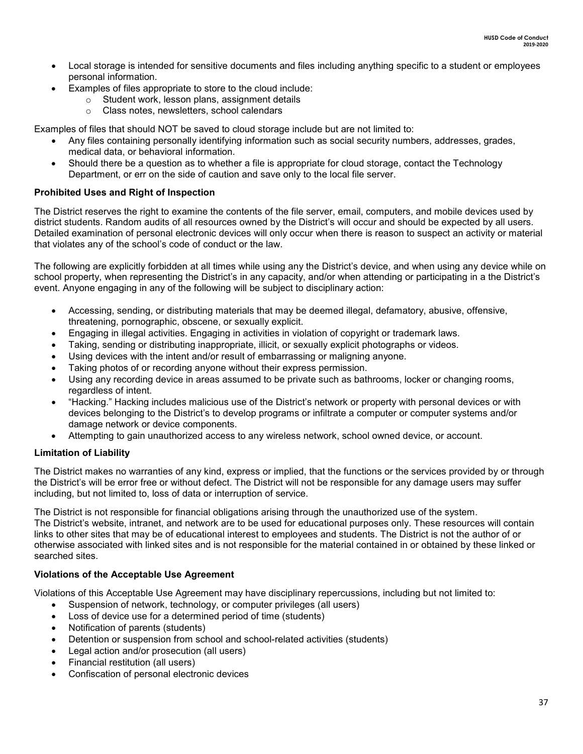- Local storage is intended for sensitive documents and files including anything specific to a student or employees personal information.
- Examples of files appropriate to store to the cloud include:
  - Student work, lesson plans, assignment details
  - Class notes, newsletters, school calendars

Examples of files that should NOT be saved to cloud storage include but are not limited to:

- Any files containing personally identifying information such as social security numbers, addresses, grades, medical data, or behavioral information.
- Should there be a question as to whether a file is appropriate for cloud storage, contact the Technology Department, or err on the side of caution and save only to the local file server.

**Prohibited Uses and Right of Inspection**

The District reserves the right to examine the contents of the file server, email, computers, and mobile devices used by district students. Random audits of all resources owned by the District's will occur and should be expected by all users. Detailed examination of personal electronic devices will only occur when there is reason to suspect an activity or material that violates any of the school's code of conduct or the law.

The following are explicitly forbidden at all times while using any the District's device, and when using any device while on school property, when representing the District's in any capacity, and/or when attending or participating in a the District's event. Anyone engaging in any of the following will be subject to disciplinary action:

- Accessing, sending, or distributing materials that may be deemed illegal, defamatory, abusive, offensive, threatening, pornographic, obscene, or sexually explicit.
- Engaging in illegal activities. Engaging in activities in violation of copyright or trademark laws.
- Taking, sending or distributing inappropriate, illicit, or sexually explicit photographs or videos.
- Using devices with the intent and/or result of embarrassing or maligning anyone.
- Taking photos of or recording anyone without their express permission.
- Using any recording device in areas assumed to be private such as bathrooms, locker or changing rooms, regardless of intent.
- "Hacking." Hacking includes malicious use of the District's network or property with personal devices or with devices belonging to the District's to develop programs or infiltrate a computer or computer systems and/or damage network or device components.
- Attempting to gain unauthorized access to any wireless network, school owned device, or account.

**Limitation of Liability**

The District makes no warranties of any kind, express or implied, that the functions or the services provided by or through the District's will be error free or without defect. The District will not be responsible for any damage users may suffer including, but not limited to, loss of data or interruption of service.

The District is not responsible for financial obligations arising through the unauthorized use of the system. The District's website, intranet, and network are to be used for educational purposes only. These resources will contain links to other sites that may be of educational interest to employees and students. The District is not the author of or otherwise associated with linked sites and is not responsible for the material contained in or obtained by these linked or searched sites.

**Violations of the Acceptable Use Agreement**

Violations of this Acceptable Use Agreement may have disciplinary repercussions, including but not limited to:

- Suspension of network, technology, or computer privileges (all users)
- Loss of device use for a determined period of time (students)
- Notification of parents (students)
- Detention or suspension from school and school-related activities (students)
- Legal action and/or prosecution (all users)
- Financial restitution (all users)
- Confiscation of personal electronic devices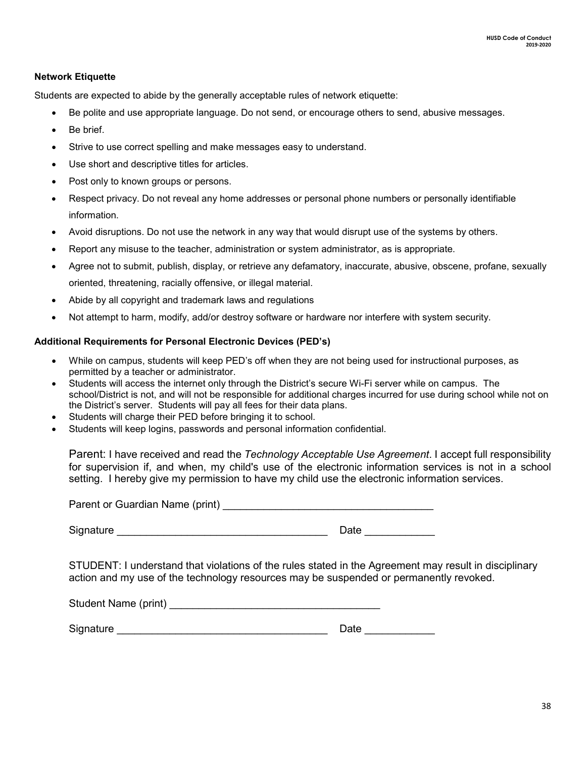**Network Etiquette**

Students are expected to abide by the generally acceptable rules of network etiquette:

- Be polite and use appropriate language. Do not send, or encourage others to send, abusive messages.
- Be brief.
- Strive to use correct spelling and make messages easy to understand.
- Use short and descriptive titles for articles.
- Post only to known groups or persons.
- Respect privacy. Do not reveal any home addresses or personal phone numbers or personally identifiable information.
- Avoid disruptions. Do not use the network in any way that would disrupt use of the systems by others.
- Report any misuse to the teacher, administration or system administrator, as is appropriate.
- Agree not to submit, publish, display, or retrieve any defamatory, inaccurate, abusive, obscene, profane, sexually oriented, threatening, racially offensive, or illegal material.
- Abide by all copyright and trademark laws and regulations
- Not attempt to harm, modify, add/or destroy software or hardware nor interfere with system security.

**Additional Requirements for Personal Electronic Devices (PED's)**

- While on campus, students will keep PED's off when they are not being used for instructional purposes, as permitted by a teacher or administrator.
- Students will access the internet only through the District's secure Wi-Fi server while on campus. The school/District is not, and will not be responsible for additional charges incurred for use during school while not on the District's server. Students will pay all fees for their data plans.
- Students will charge their PED before bringing it to school.
- Students will keep logins, passwords and personal information confidential.

Parent: I have received and read the *Technology Acceptable Use Agreement*. I accept full responsibility for supervision if, and when, my child's use of the electronic information services is not in a school setting. I hereby give my permission to have my child use the electronic information services.

Parent or Guardian Name (print) ___________________________________

Signature ___________________________________ Date ____________

STUDENT: I understand that violations of the rules stated in the Agreement may result in disciplinary action and my use of the technology resources may be suspended or permanently revoked.

Student Name (print) ___________________________________

Signature ___________________________________ Date ____________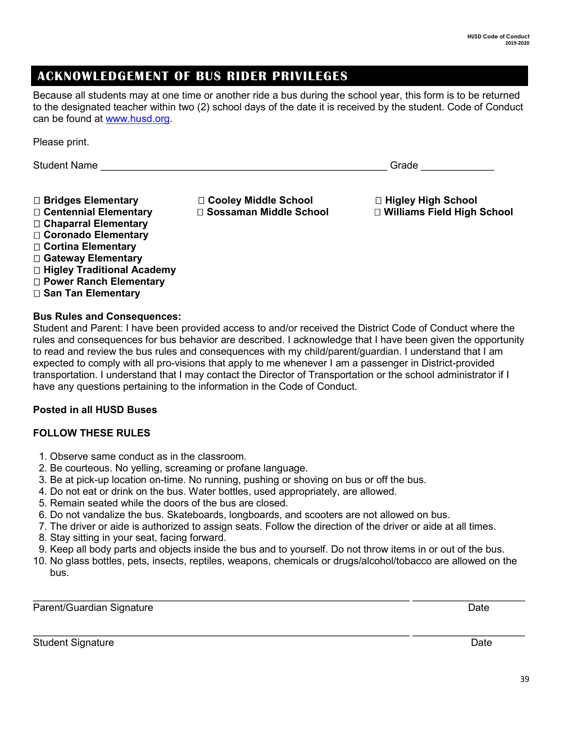## ACKNOWLEDGEMENT OF BUS RIDER PRIVILEGES

Because all students may at one time or another ride a bus during the school year, this form is to be returned to the designated teacher within two (2) school days of the date it is received by the student. Code of Conduct can be found at [www.husd.org](www.husd.org).

Please print.

Student Name \_\_\_\_\_\_\_\_\_\_\_\_\_\_\_\_\_\_\_\_\_\_\_\_\_\_\_\_\_\_\_\_\_\_\_\_\_\_\_\_\_\_\_\_\_\_\_\_\_\_\_\_ Grade \_\_\_\_\_\_\_\_\_\_\_\_\_

☐ **Bridges Elementary**
☐ **Centennial Elementary**
☐ **Chaparral Elementary**
☐ **Coronado Elementary**
☐ **Cortina Elementary**
☐ **Gateway Elementary**
☐ **Higley Traditional Academy**
☐ **Power Ranch Elementary**
☐ **San Tan Elementary**
☐ **Cooley Middle School**
☐ **Sossaman Middle School**
☐ **Higley High School**
☐ **Williams Field High School**

**Bus Rules and Consequences:**
Student and Parent: I have been provided access to and/or received the District Code of Conduct where the rules and consequences for bus behavior are described. I acknowledge that I have been given the opportunity to read and review the bus rules and consequences with my child/parent/guardian. I understand that I am expected to comply with all pro-visions that apply to me whenever I am a passenger in District-provided transportation. I understand that I may contact the Director of Transportation or the school administrator if I have any questions pertaining to the information in the Code of Conduct.

**Posted in all HUSD Buses**

**FOLLOW THESE RULES**

1. Observe same conduct as in the classroom.
2. Be courteous. No yelling, screaming or profane language.
3. Be at pick-up location on-time. No running, pushing or shoving on bus or off the bus.
4. Do not eat or drink on the bus. Water bottles, used appropriately, are allowed.
5. Remain seated while the doors of the bus are closed.
6. Do not vandalize the bus. Skateboards, longboards, and scooters are not allowed on bus.
7. The driver or aide is authorized to assign seats. Follow the direction of the driver or aide at all times.
8. Stay sitting in your seat, facing forward.
9. Keep all body parts and objects inside the bus and to yourself. Do not throw items in or out of the bus.
10. No glass bottles, pets, insects, reptiles, weapons, chemicals or drugs/alcohol/tobacco are allowed on the bus.

\_\_\_\_\_\_\_\_\_\_\_\_\_\_\_\_\_\_\_\_\_\_\_\_\_\_\_\_\_\_\_\_\_\_\_\_\_\_\_\_\_\_\_\_\_\_\_\_\_\_\_\_\_\_\_\_\_\_\_\_\_\_ \_\_\_\_\_\_\_\_\_\_\_\_\_\_\_\_\_\_\_\_
Parent/Guardian Signature Date

\_\_\_\_\_\_\_\_\_\_\_\_\_\_\_\_\_\_\_\_\_\_\_\_\_\_\_\_\_\_\_\_\_\_\_\_\_\_\_\_\_\_\_\_\_\_\_\_\_\_\_\_\_\_\_\_\_\_\_\_\_\_ \_\_\_\_\_\_\_\_\_\_\_\_\_\_\_\_\_\_\_\_
Student Signature Date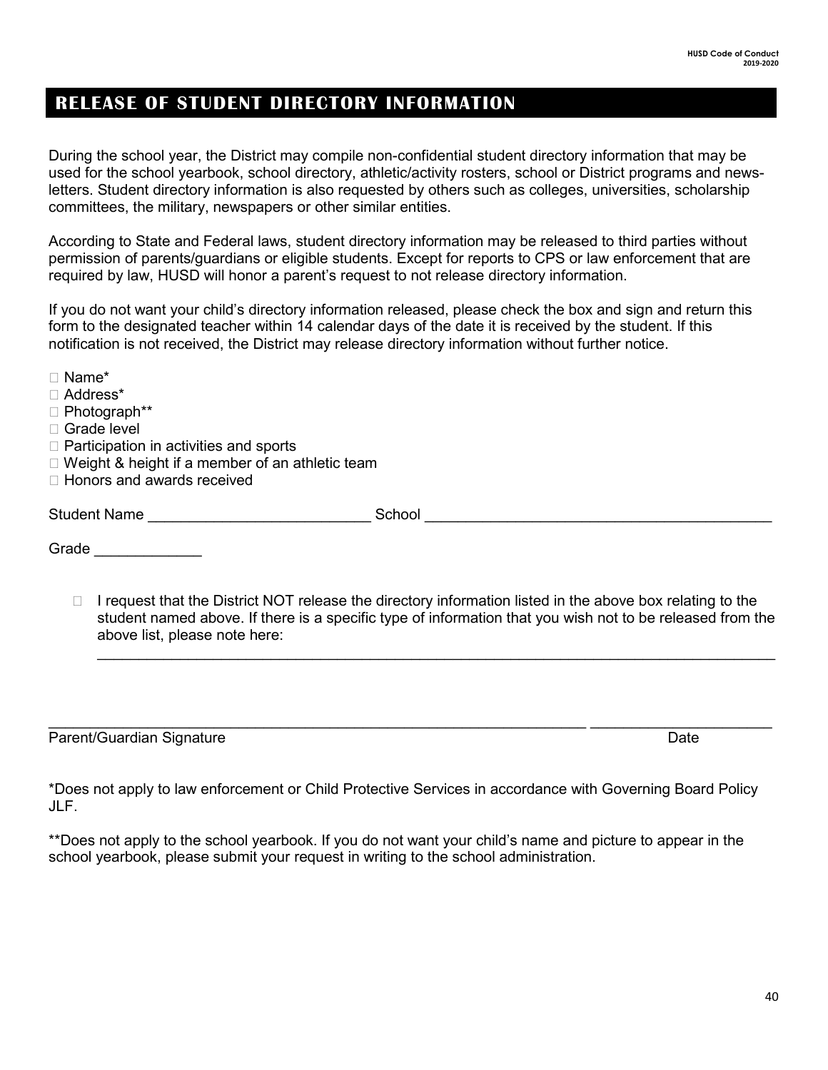# RELEASE OF STUDENT DIRECTORY INFORMATION

During the school year, the District may compile non-confidential student directory information that may be used for the school yearbook, school directory, athletic/activity rosters, school or District programs and newsletters. Student directory information is also requested by others such as colleges, universities, scholarship committees, the military, newspapers or other similar entities.

According to State and Federal laws, student directory information may be released to third parties without permission of parents/guardians or eligible students. Except for reports to CPS or law enforcement that are required by law, HUSD will honor a parent's request to not release directory information.

If you do not want your child's directory information released, please check the box and sign and return this form to the designated teacher within 14 calendar days of the date it is received by the student. If this notification is not received, the District may release directory information without further notice.

- ☐ Name*
- ☐ Address*
- ☐ Photograph**
- ☐ Grade level
- ☐ Participation in activities and sports
- ☐ Weight & height if a member of an athletic team
- ☐ Honors and awards received

Student Name ___________________________ School ___________________________________________

Grade _____________

☐ I request that the District NOT release the directory information listed in the above box relating to the student named above. If there is a specific type of information that you wish not to be released from the above list, please note here:

_____________________________________________________________________________________

_____________________________________________________________________ ______________________
Parent/Guardian Signature Date

*Does not apply to law enforcement or Child Protective Services in accordance with Governing Board Policy JLF.

**Does not apply to the school yearbook. If you do not want your child's name and picture to appear in the school yearbook, please submit your request in writing to the school administration.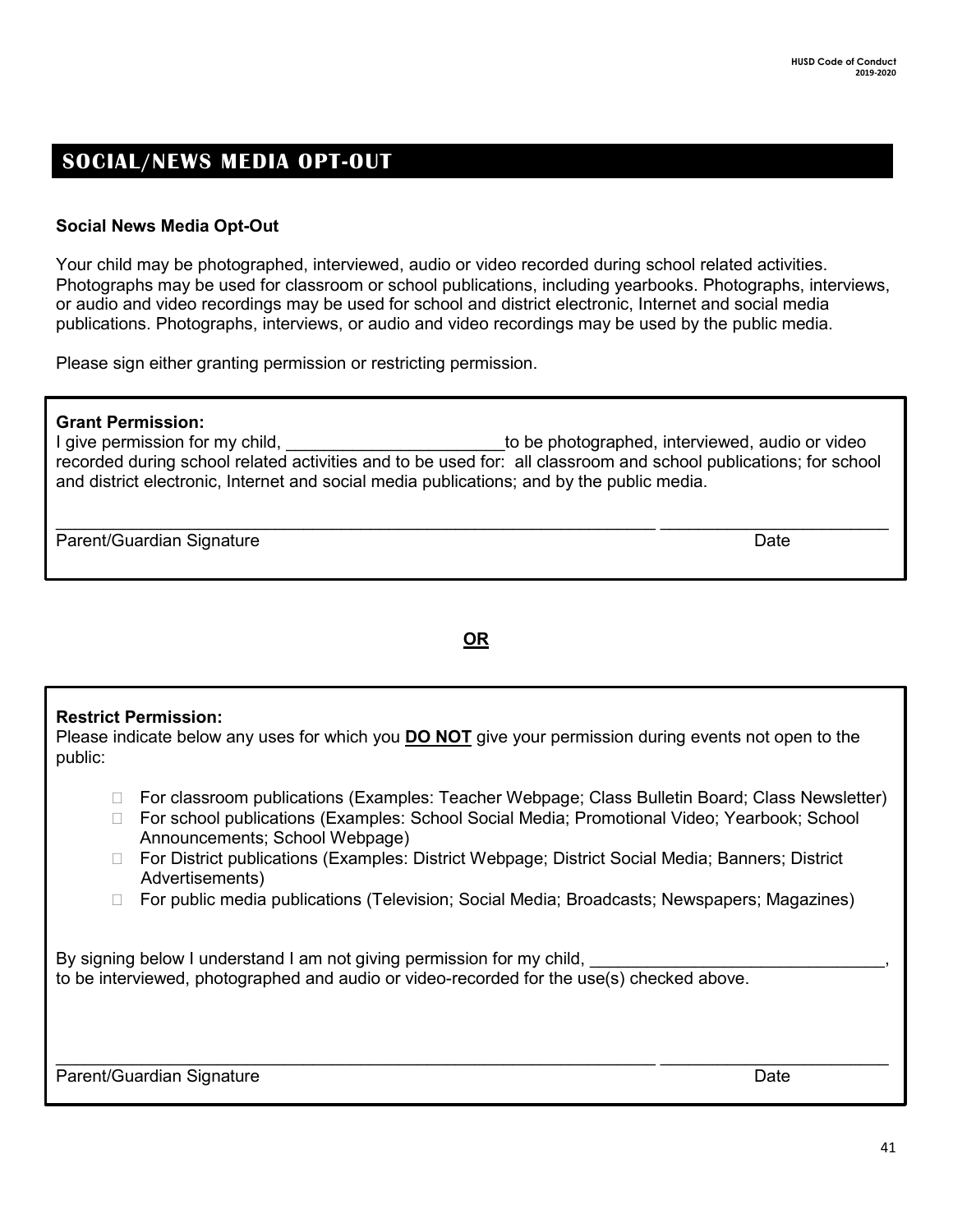# SOCIAL/NEWS MEDIA OPT-OUT

### Social News Media Opt-Out

Your child may be photographed, interviewed, audio or video recorded during school related activities. Photographs may be used for classroom or school publications, including yearbooks. Photographs, interviews, or audio and video recordings may be used for school and district electronic, Internet and social media publications. Photographs, interviews, or audio and video recordings may be used by the public media.

Please sign either granting permission or restricting permission.

**Grant Permission:**
I give permission for my child, _______________________to be photographed, interviewed, audio or video recorded during school related activities and to be used for: all classroom and school publications; for school and district electronic, Internet and social media publications; and by the public media.

_________________________________________________________________ ________________________
Parent/Guardian Signature Date

**OR**

**Restrict Permission:**
Please indicate below any uses for which you **DO NOT** give your permission during events not open to the public:

- ☐ For classroom publications (Examples: Teacher Webpage; Class Bulletin Board; Class Newsletter)
- ☐ For school publications (Examples: School Social Media; Promotional Video; Yearbook; School Announcements; School Webpage)
- ☐ For District publications (Examples: District Webpage; District Social Media; Banners; District Advertisements)
- ☐ For public media publications (Television; Social Media; Broadcasts; Newspapers; Magazines)

By signing below I understand I am not giving permission for my child, _______________________________, to be interviewed, photographed and audio or video-recorded for the use(s) checked above.

_________________________________________________________________ ________________________
Parent/Guardian Signature Date